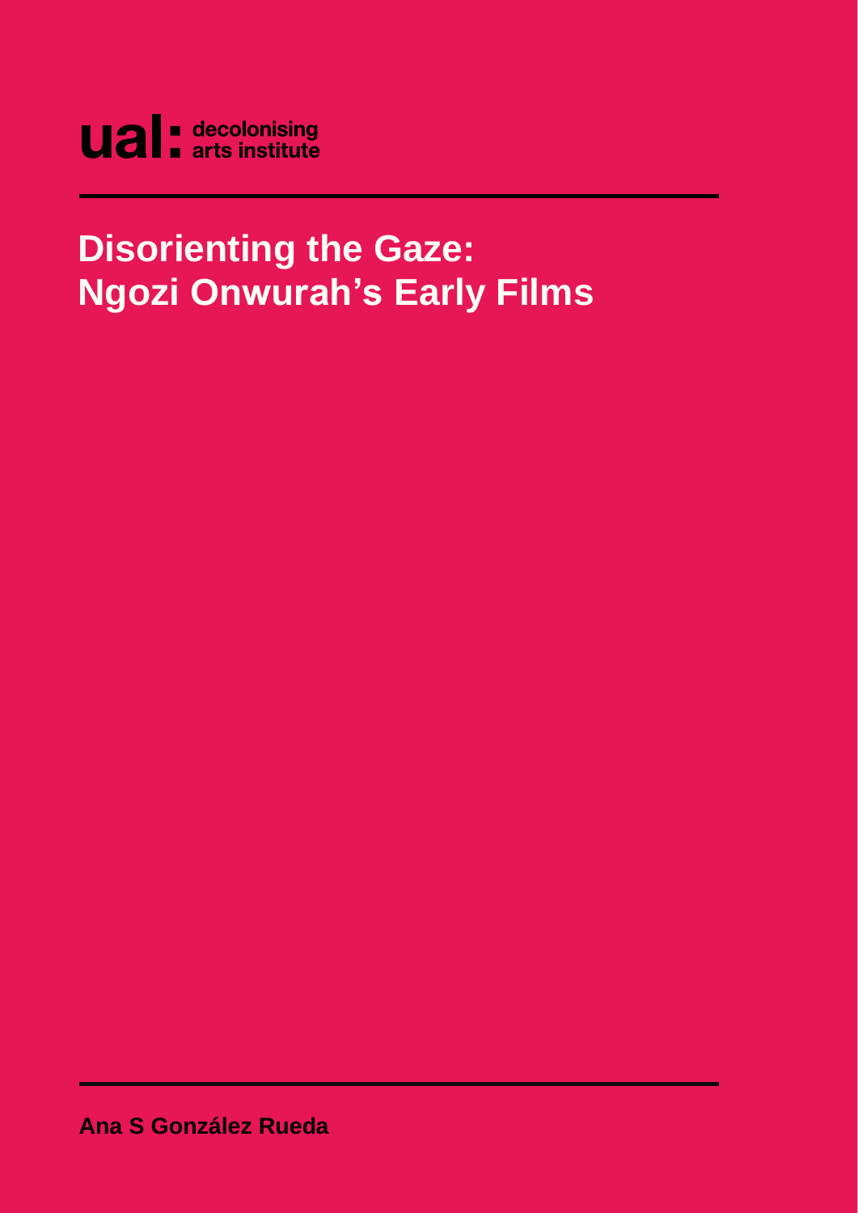ual: decolonising arts institute

# Disorienting the Gaze: Ngozi Onwurah's Early Films

**Ana S González Rueda**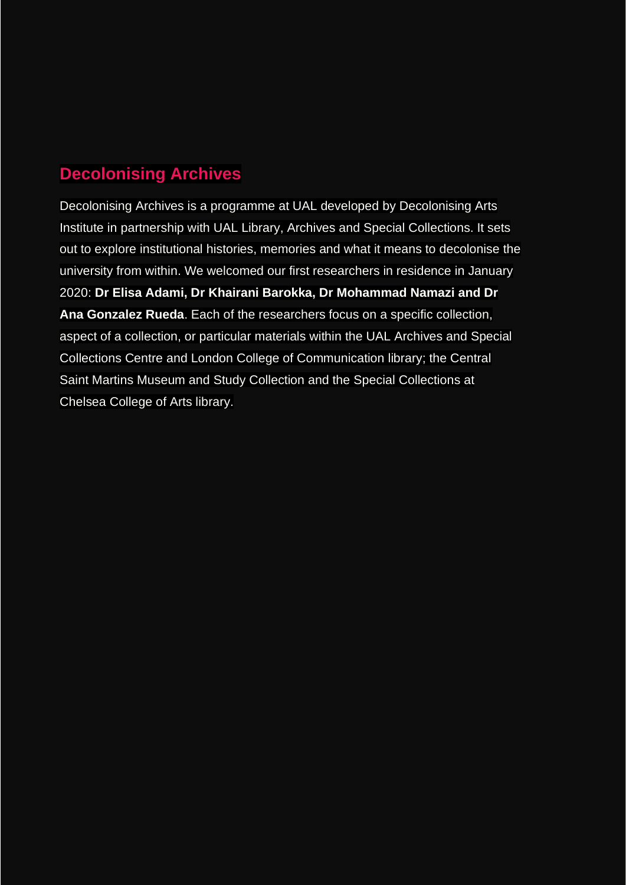## Decolonising Archives

Decolonising Archives is a programme at UAL developed by Decolonising Arts Institute in partnership with UAL Library, Archives and Special Collections. It sets out to explore institutional histories, memories and what it means to decolonise the university from within. We welcomed our first researchers in residence in January 2020: **Dr Elisa Adami, Dr Khairani Barokka, Dr Mohammad Namazi and Dr Ana Gonzalez Rueda**. Each of the researchers focus on a specific collection, aspect of a collection, or particular materials within the UAL Archives and Special Collections Centre and London College of Communication library; the Central Saint Martins Museum and Study Collection and the Special Collections at Chelsea College of Arts library.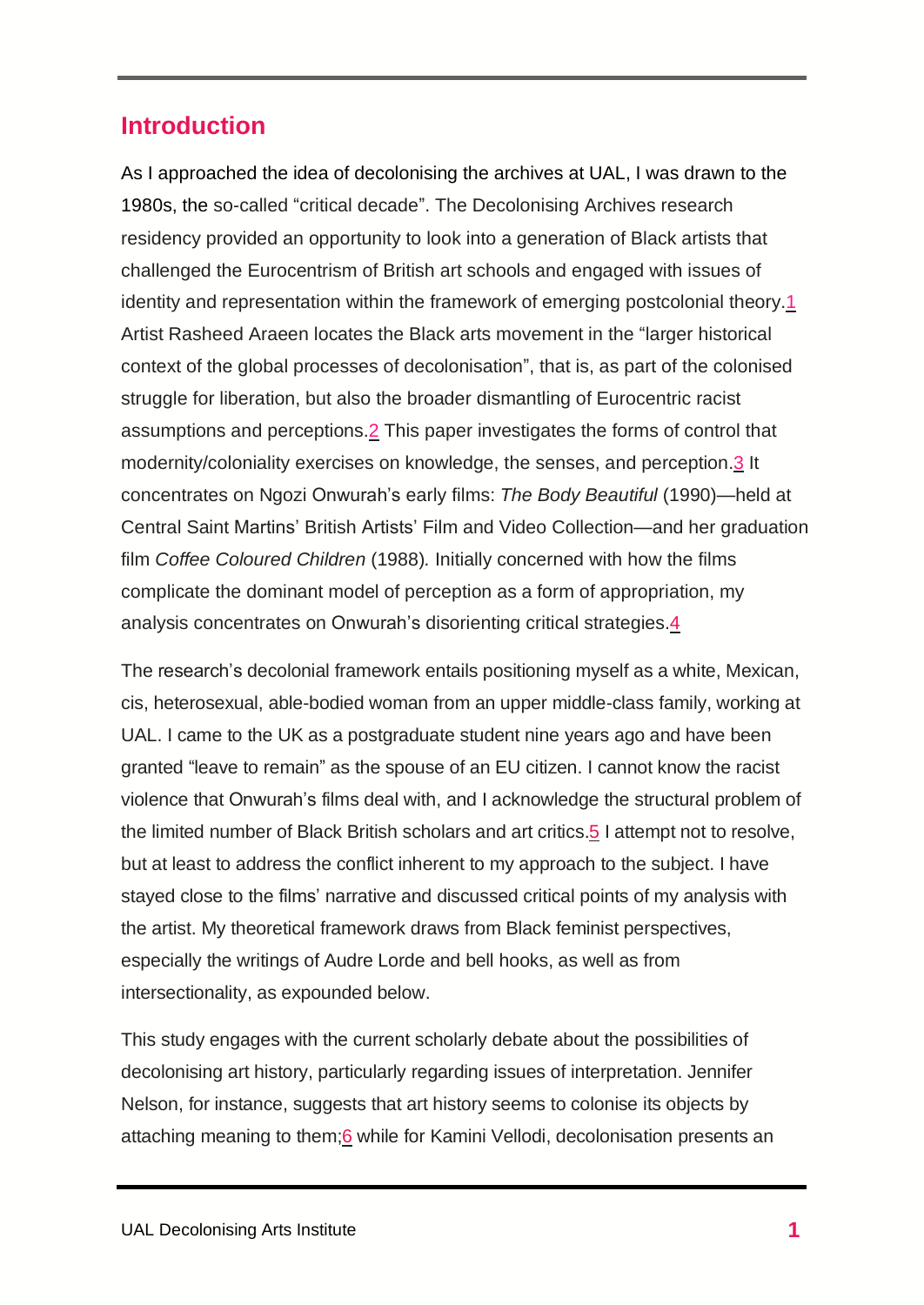## Introduction

As I approached the idea of decolonising the archives at UAL, I was drawn to the 1980s, the so-called "critical decade". The Decolonising Archives research residency provided an opportunity to look into a generation of Black artists that challenged the Eurocentrism of British art schools and engaged with issues of identity and representation within the framework of emerging postcolonial theory.[1] Artist Rasheed Araeen locates the Black arts movement in the "larger historical context of the global processes of decolonisation", that is, as part of the colonised struggle for liberation, but also the broader dismantling of Eurocentric racist assumptions and perceptions.[2] This paper investigates the forms of control that modernity/coloniality exercises on knowledge, the senses, and perception.[3] It concentrates on Ngozi Onwurah's early films: *The Body Beautiful* (1990)—held at Central Saint Martins' British Artists' Film and Video Collection—and her graduation film *Coffee Coloured Children* (1988). Initially concerned with how the films complicate the dominant model of perception as a form of appropriation, my analysis concentrates on Onwurah's disorienting critical strategies.[4]

The research's decolonial framework entails positioning myself as a white, Mexican, cis, heterosexual, able-bodied woman from an upper middle-class family, working at UAL. I came to the UK as a postgraduate student nine years ago and have been granted "leave to remain" as the spouse of an EU citizen. I cannot know the racist violence that Onwurah's films deal with, and I acknowledge the structural problem of the limited number of Black British scholars and art critics.[5] I attempt not to resolve, but at least to address the conflict inherent to my approach to the subject. I have stayed close to the films' narrative and discussed critical points of my analysis with the artist. My theoretical framework draws from Black feminist perspectives, especially the writings of Audre Lorde and bell hooks, as well as from intersectionality, as expounded below.

This study engages with the current scholarly debate about the possibilities of decolonising art history, particularly regarding issues of interpretation. Jennifer Nelson, for instance, suggests that art history seems to colonise its objects by attaching meaning to them;[6] while for Kamini Vellodi, decolonisation presents an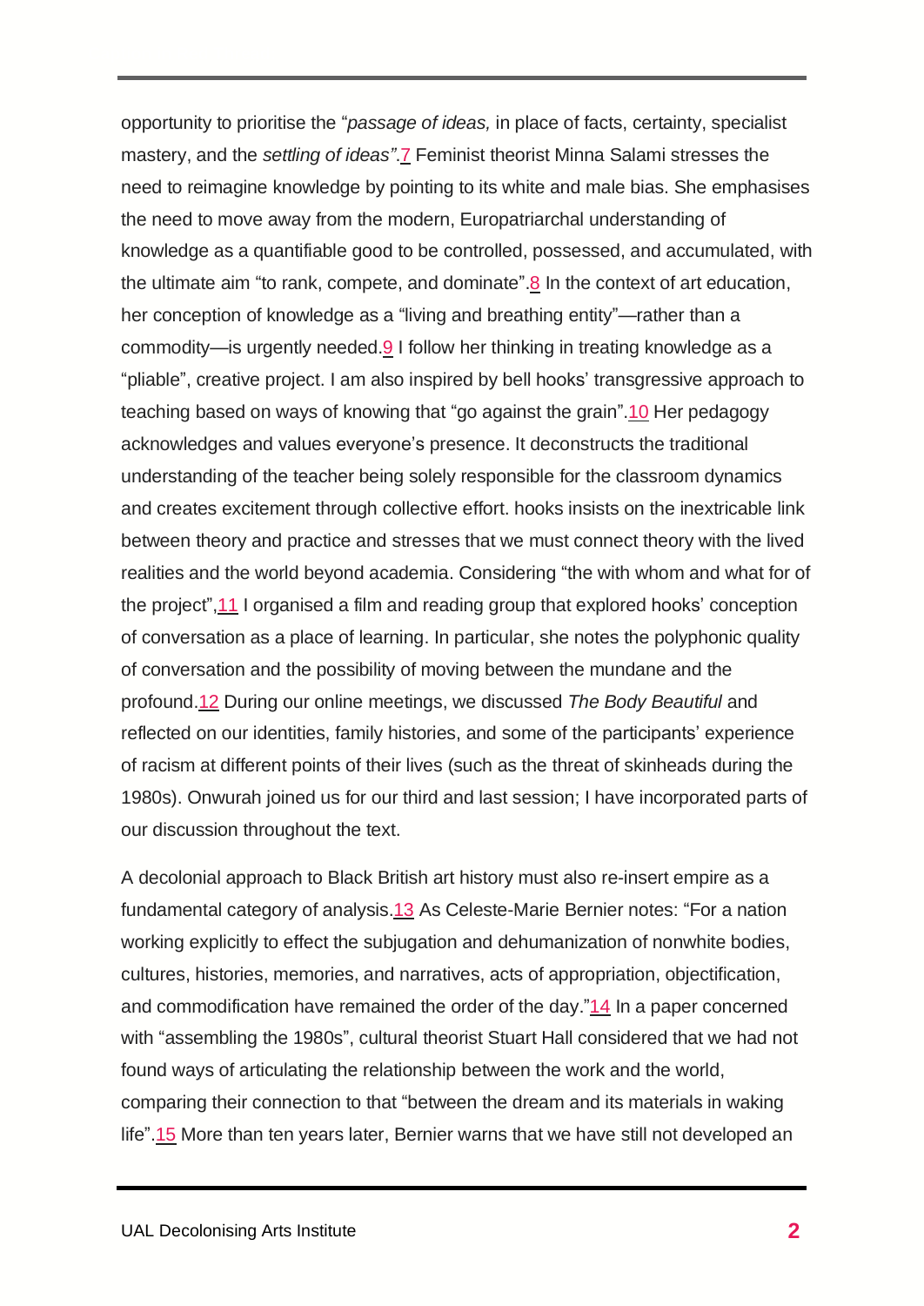opportunity to prioritise the "*passage of ideas,* in place of facts, certainty, specialist mastery, and the *settling of ideas"*.[7] Feminist theorist Minna Salami stresses the need to reimagine knowledge by pointing to its white and male bias. She emphasises the need to move away from the modern, Europatriarchal understanding of knowledge as a quantifiable good to be controlled, possessed, and accumulated, with the ultimate aim "to rank, compete, and dominate".[8] In the context of art education, her conception of knowledge as a "living and breathing entity"—rather than a commodity—is urgently needed.[9] I follow her thinking in treating knowledge as a "pliable", creative project. I am also inspired by bell hooks' transgressive approach to teaching based on ways of knowing that "go against the grain".[10] Her pedagogy acknowledges and values everyone's presence. It deconstructs the traditional understanding of the teacher being solely responsible for the classroom dynamics and creates excitement through collective effort. hooks insists on the inextricable link between theory and practice and stresses that we must connect theory with the lived realities and the world beyond academia. Considering "the with whom and what for of the project",[11] I organised a film and reading group that explored hooks' conception of conversation as a place of learning. In particular, she notes the polyphonic quality of conversation and the possibility of moving between the mundane and the profound.[12] During our online meetings, we discussed *The Body Beautiful* and reflected on our identities, family histories, and some of the participants' experience of racism at different points of their lives (such as the threat of skinheads during the 1980s). Onwurah joined us for our third and last session; I have incorporated parts of our discussion throughout the text.

A decolonial approach to Black British art history must also re-insert empire as a fundamental category of analysis.[13] As Celeste-Marie Bernier notes: "For a nation working explicitly to effect the subjugation and dehumanization of nonwhite bodies, cultures, histories, memories, and narratives, acts of appropriation, objectification, and commodification have remained the order of the day."[14] In a paper concerned with "assembling the 1980s", cultural theorist Stuart Hall considered that we had not found ways of articulating the relationship between the work and the world, comparing their connection to that "between the dream and its materials in waking life".[15] More than ten years later, Bernier warns that we have still not developed an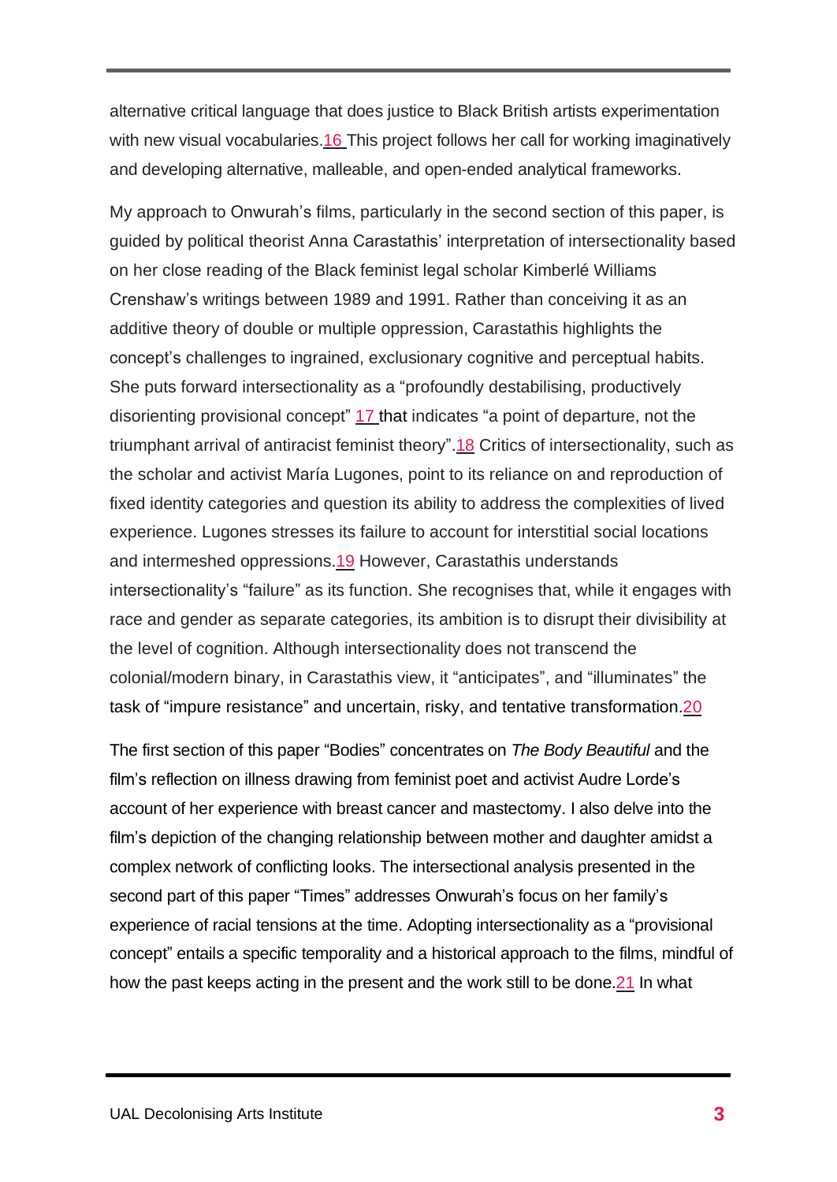alternative critical language that does justice to Black British artists experimentation with new visual vocabularies.[16] This project follows her call for working imaginatively and developing alternative, malleable, and open-ended analytical frameworks.

My approach to Onwurah's films, particularly in the second section of this paper, is guided by political theorist Anna Carastathis' interpretation of intersectionality based on her close reading of the Black feminist legal scholar Kimberlé Williams Crenshaw's writings between 1989 and 1991. Rather than conceiving it as an additive theory of double or multiple oppression, Carastathis highlights the concept's challenges to ingrained, exclusionary cognitive and perceptual habits. She puts forward intersectionality as a "profoundly destabilising, productively disorienting provisional concept" [17] that indicates "a point of departure, not the triumphant arrival of antiracist feminist theory".[18] Critics of intersectionality, such as the scholar and activist María Lugones, point to its reliance on and reproduction of fixed identity categories and question its ability to address the complexities of lived experience. Lugones stresses its failure to account for interstitial social locations and intermeshed oppressions.[19] However, Carastathis understands intersectionality's "failure" as its function. She recognises that, while it engages with race and gender as separate categories, its ambition is to disrupt their divisibility at the level of cognition. Although intersectionality does not transcend the colonial/modern binary, in Carastathis view, it "anticipates", and "illuminates" the task of "impure resistance" and uncertain, risky, and tentative transformation.[20]

The first section of this paper "Bodies" concentrates on *The Body Beautiful* and the film's reflection on illness drawing from feminist poet and activist Audre Lorde's account of her experience with breast cancer and mastectomy. I also delve into the film's depiction of the changing relationship between mother and daughter amidst a complex network of conflicting looks. The intersectional analysis presented in the second part of this paper "Times" addresses Onwurah's focus on her family's experience of racial tensions at the time. Adopting intersectionality as a "provisional concept" entails a specific temporality and a historical approach to the films, mindful of how the past keeps acting in the present and the work still to be done.[21] In what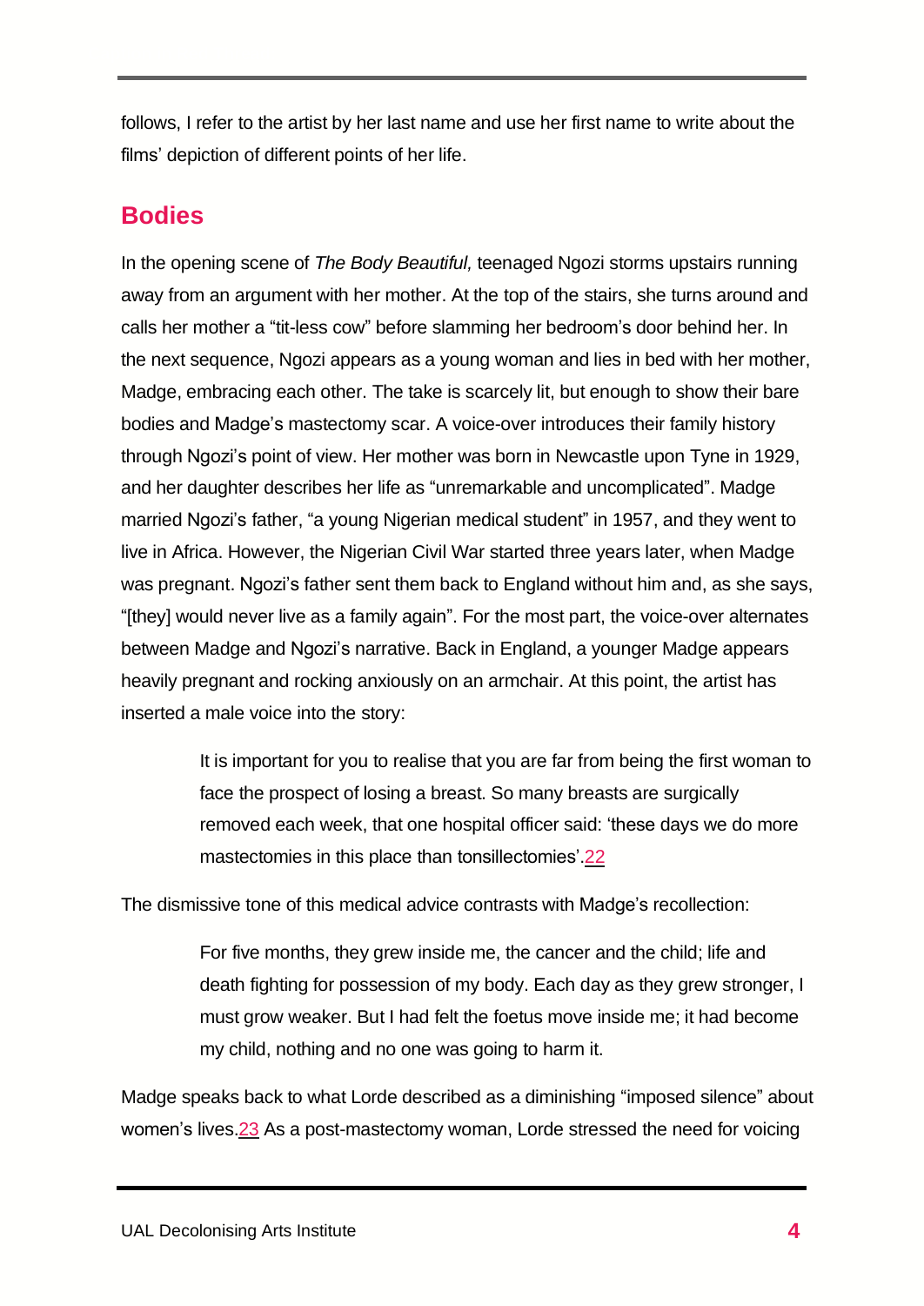follows, I refer to the artist by her last name and use her first name to write about the films' depiction of different points of her life.

## Bodies

In the opening scene of *The Body Beautiful,* teenaged Ngozi storms upstairs running away from an argument with her mother. At the top of the stairs, she turns around and calls her mother a "tit-less cow" before slamming her bedroom's door behind her. In the next sequence, Ngozi appears as a young woman and lies in bed with her mother, Madge, embracing each other. The take is scarcely lit, but enough to show their bare bodies and Madge's mastectomy scar. A voice-over introduces their family history through Ngozi's point of view. Her mother was born in Newcastle upon Tyne in 1929, and her daughter describes her life as "unremarkable and uncomplicated". Madge married Ngozi's father, "a young Nigerian medical student" in 1957, and they went to live in Africa. However, the Nigerian Civil War started three years later, when Madge was pregnant. Ngozi's father sent them back to England without him and, as she says, "[they] would never live as a family again". For the most part, the voice-over alternates between Madge and Ngozi's narrative. Back in England, a younger Madge appears heavily pregnant and rocking anxiously on an armchair. At this point, the artist has inserted a male voice into the story:

> It is important for you to realise that you are far from being the first woman to face the prospect of losing a breast. So many breasts are surgically removed each week, that one hospital officer said: 'these days we do more mastectomies in this place than tonsillectomies'.[22]

The dismissive tone of this medical advice contrasts with Madge's recollection:

> For five months, they grew inside me, the cancer and the child; life and death fighting for possession of my body. Each day as they grew stronger, I must grow weaker. But I had felt the foetus move inside me; it had become my child, nothing and no one was going to harm it.

Madge speaks back to what Lorde described as a diminishing "imposed silence" about women's lives.[23] As a post-mastectomy woman, Lorde stressed the need for voicing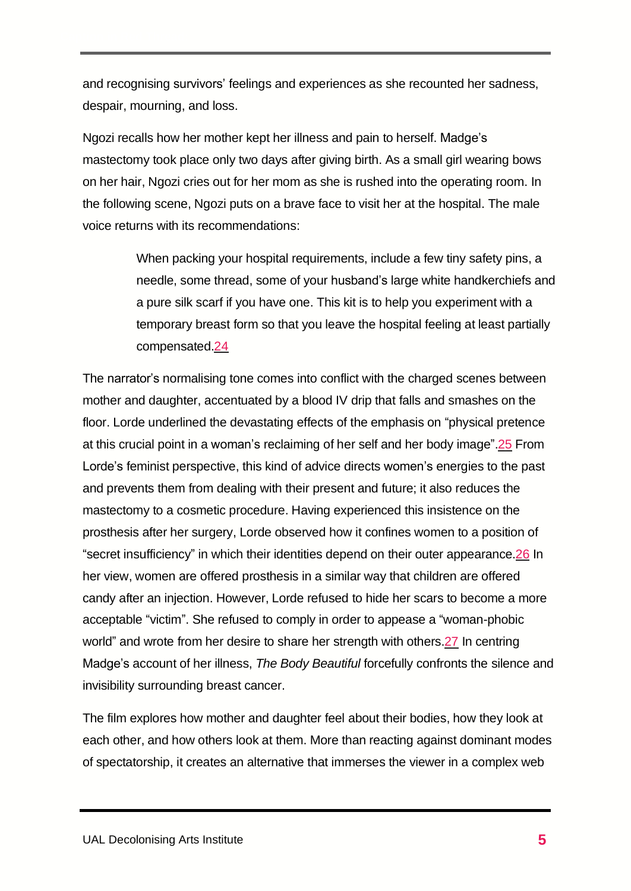and recognising survivors' feelings and experiences as she recounted her sadness, despair, mourning, and loss.

Ngozi recalls how her mother kept her illness and pain to herself. Madge's mastectomy took place only two days after giving birth. As a small girl wearing bows on her hair, Ngozi cries out for her mom as she is rushed into the operating room. In the following scene, Ngozi puts on a brave face to visit her at the hospital. The male voice returns with its recommendations:

> When packing your hospital requirements, include a few tiny safety pins, a needle, some thread, some of your husband's large white handkerchiefs and a pure silk scarf if you have one. This kit is to help you experiment with a temporary breast form so that you leave the hospital feeling at least partially compensated.[24]

The narrator's normalising tone comes into conflict with the charged scenes between mother and daughter, accentuated by a blood IV drip that falls and smashes on the floor. Lorde underlined the devastating effects of the emphasis on "physical pretence at this crucial point in a woman's reclaiming of her self and her body image".[25] From Lorde's feminist perspective, this kind of advice directs women's energies to the past and prevents them from dealing with their present and future; it also reduces the mastectomy to a cosmetic procedure. Having experienced this insistence on the prosthesis after her surgery, Lorde observed how it confines women to a position of "secret insufficiency" in which their identities depend on their outer appearance.[26] In her view, women are offered prosthesis in a similar way that children are offered candy after an injection. However, Lorde refused to hide her scars to become a more acceptable "victim". She refused to comply in order to appease a "woman-phobic world" and wrote from her desire to share her strength with others.[27] In centring Madge's account of her illness, *The Body Beautiful* forcefully confronts the silence and invisibility surrounding breast cancer.

The film explores how mother and daughter feel about their bodies, how they look at each other, and how others look at them. More than reacting against dominant modes of spectatorship, it creates an alternative that immerses the viewer in a complex web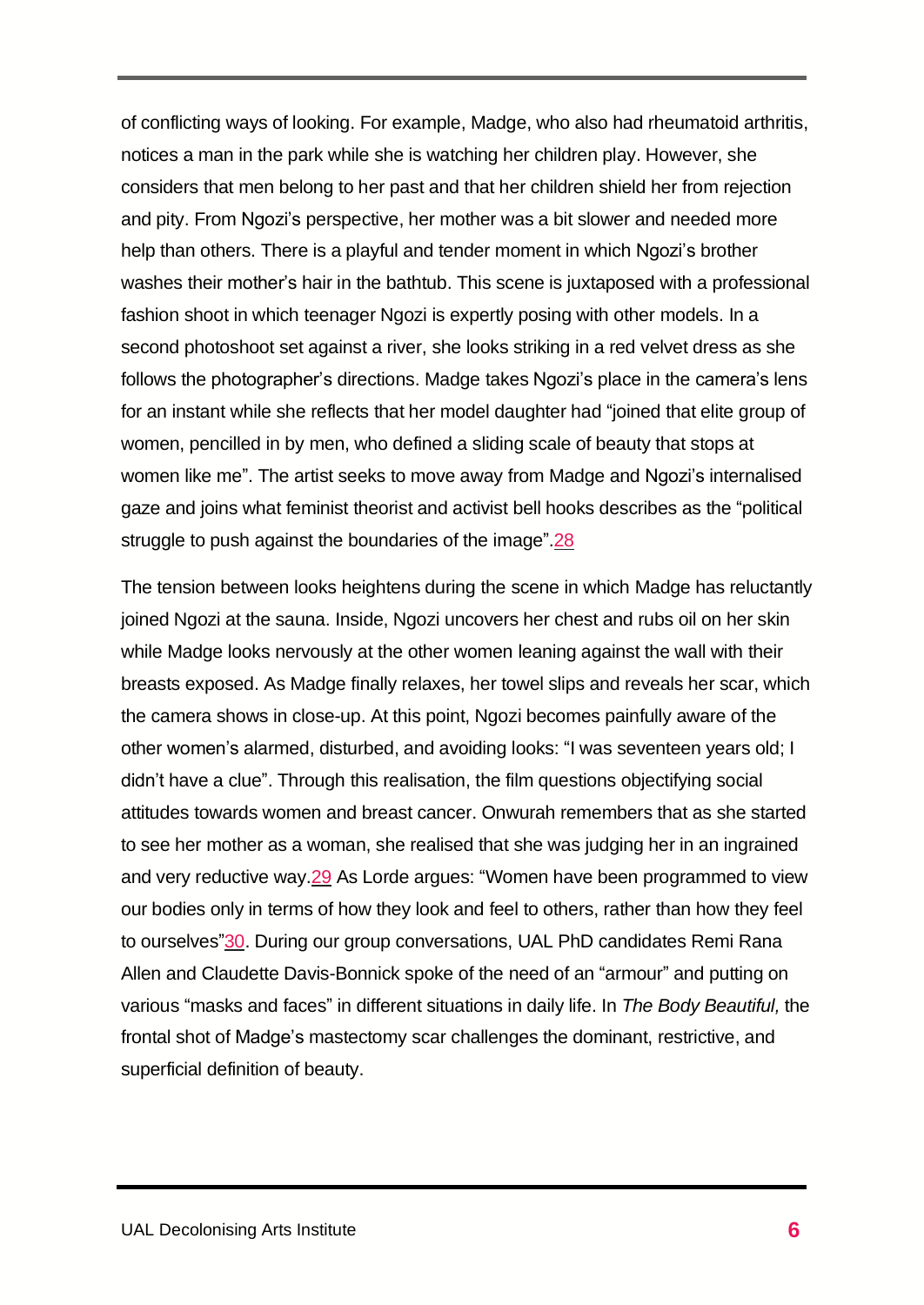of conflicting ways of looking. For example, Madge, who also had rheumatoid arthritis, notices a man in the park while she is watching her children play. However, she considers that men belong to her past and that her children shield her from rejection and pity. From Ngozi's perspective, her mother was a bit slower and needed more help than others. There is a playful and tender moment in which Ngozi's brother washes their mother's hair in the bathtub. This scene is juxtaposed with a professional fashion shoot in which teenager Ngozi is expertly posing with other models. In a second photoshoot set against a river, she looks striking in a red velvet dress as she follows the photographer's directions. Madge takes Ngozi's place in the camera's lens for an instant while she reflects that her model daughter had "joined that elite group of women, pencilled in by men, who defined a sliding scale of beauty that stops at women like me". The artist seeks to move away from Madge and Ngozi's internalised gaze and joins what feminist theorist and activist bell hooks describes as the "political struggle to push against the boundaries of the image".[28]

The tension between looks heightens during the scene in which Madge has reluctantly joined Ngozi at the sauna. Inside, Ngozi uncovers her chest and rubs oil on her skin while Madge looks nervously at the other women leaning against the wall with their breasts exposed. As Madge finally relaxes, her towel slips and reveals her scar, which the camera shows in close-up. At this point, Ngozi becomes painfully aware of the other women's alarmed, disturbed, and avoiding looks: "I was seventeen years old; I didn't have a clue". Through this realisation, the film questions objectifying social attitudes towards women and breast cancer. Onwurah remembers that as she started to see her mother as a woman, she realised that she was judging her in an ingrained and very reductive way.[29] As Lorde argues: "Women have been programmed to view our bodies only in terms of how they look and feel to others, rather than how they feel to ourselves"[30]. During our group conversations, UAL PhD candidates Remi Rana Allen and Claudette Davis-Bonnick spoke of the need of an "armour" and putting on various "masks and faces" in different situations in daily life. In *The Body Beautiful,* the frontal shot of Madge's mastectomy scar challenges the dominant, restrictive, and superficial definition of beauty.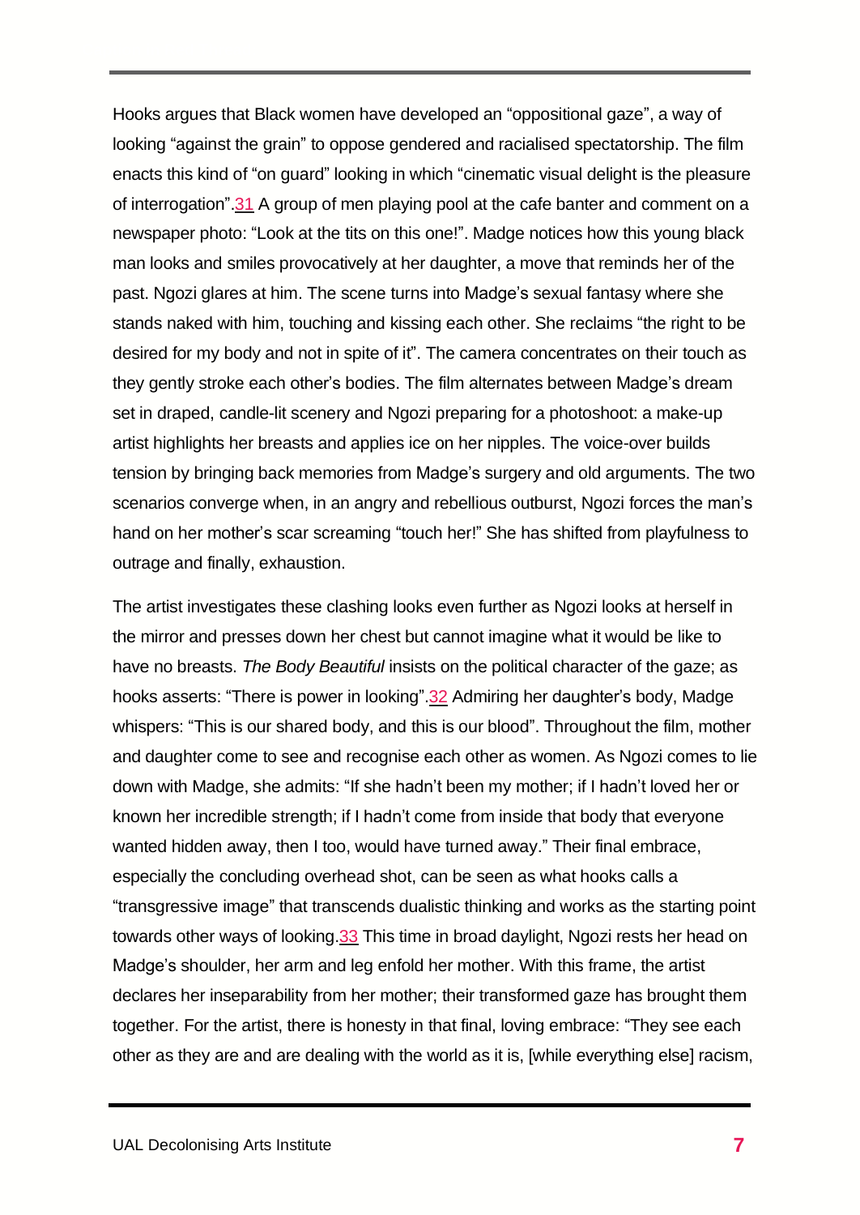Hooks argues that Black women have developed an "oppositional gaze", a way of looking "against the grain" to oppose gendered and racialised spectatorship. The film enacts this kind of "on guard" looking in which "cinematic visual delight is the pleasure of interrogation".[31] A group of men playing pool at the cafe banter and comment on a newspaper photo: "Look at the tits on this one!". Madge notices how this young black man looks and smiles provocatively at her daughter, a move that reminds her of the past. Ngozi glares at him. The scene turns into Madge's sexual fantasy where she stands naked with him, touching and kissing each other. She reclaims "the right to be desired for my body and not in spite of it". The camera concentrates on their touch as they gently stroke each other's bodies. The film alternates between Madge's dream set in draped, candle-lit scenery and Ngozi preparing for a photoshoot: a make-up artist highlights her breasts and applies ice on her nipples. The voice-over builds tension by bringing back memories from Madge's surgery and old arguments. The two scenarios converge when, in an angry and rebellious outburst, Ngozi forces the man's hand on her mother's scar screaming "touch her!" She has shifted from playfulness to outrage and finally, exhaustion.

The artist investigates these clashing looks even further as Ngozi looks at herself in the mirror and presses down her chest but cannot imagine what it would be like to have no breasts. *The Body Beautiful* insists on the political character of the gaze; as hooks asserts: "There is power in looking".[32] Admiring her daughter's body, Madge whispers: "This is our shared body, and this is our blood". Throughout the film, mother and daughter come to see and recognise each other as women. As Ngozi comes to lie down with Madge, she admits: "If she hadn't been my mother; if I hadn't loved her or known her incredible strength; if I hadn't come from inside that body that everyone wanted hidden away, then I too, would have turned away." Their final embrace, especially the concluding overhead shot, can be seen as what hooks calls a "transgressive image" that transcends dualistic thinking and works as the starting point towards other ways of looking.[33] This time in broad daylight, Ngozi rests her head on Madge's shoulder, her arm and leg enfold her mother. With this frame, the artist declares her inseparability from her mother; their transformed gaze has brought them together. For the artist, there is honesty in that final, loving embrace: "They see each other as they are and are dealing with the world as it is, [while everything else] racism,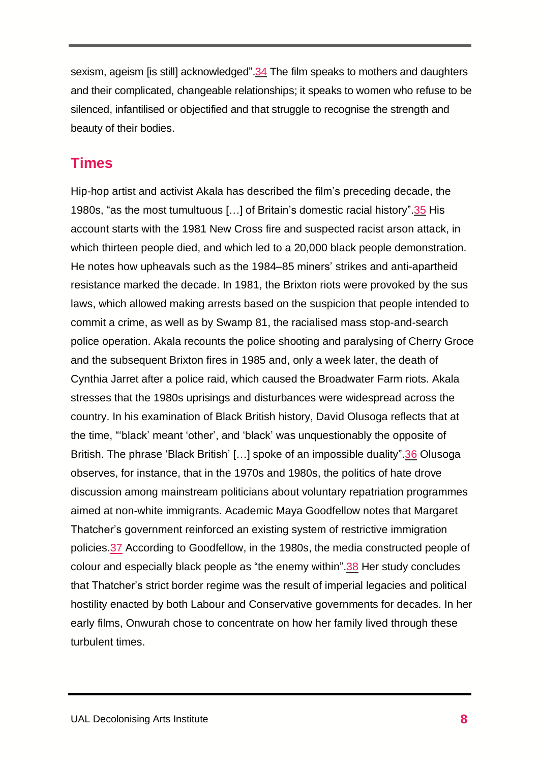sexism, ageism [is still] acknowledged”.[34] The film speaks to mothers and daughters and their complicated, changeable relationships; it speaks to women who refuse to be silenced, infantilised or objectified and that struggle to recognise the strength and beauty of their bodies.

## Times

Hip-hop artist and activist Akala has described the film’s preceding decade, the 1980s, “as the most tumultuous […] of Britain’s domestic racial history”.[35] His account starts with the 1981 New Cross fire and suspected racist arson attack, in which thirteen people died, and which led to a 20,000 black people demonstration. He notes how upheavals such as the 1984–85 miners’ strikes and anti-apartheid resistance marked the decade. In 1981, the Brixton riots were provoked by the sus laws, which allowed making arrests based on the suspicion that people intended to commit a crime, as well as by Swamp 81, the racialised mass stop-and-search police operation. Akala recounts the police shooting and paralysing of Cherry Groce and the subsequent Brixton fires in 1985 and, only a week later, the death of Cynthia Jarret after a police raid, which caused the Broadwater Farm riots. Akala stresses that the 1980s uprisings and disturbances were widespread across the country. In his examination of Black British history, David Olusoga reflects that at the time, “‘black’ meant ‘other’, and ‘black’ was unquestionably the opposite of British. The phrase ‘Black British’ […] spoke of an impossible duality”.[36] Olusoga observes, for instance, that in the 1970s and 1980s, the politics of hate drove discussion among mainstream politicians about voluntary repatriation programmes aimed at non-white immigrants. Academic Maya Goodfellow notes that Margaret Thatcher’s government reinforced an existing system of restrictive immigration policies.[37] According to Goodfellow, in the 1980s, the media constructed people of colour and especially black people as “the enemy within”.[38] Her study concludes that Thatcher’s strict border regime was the result of imperial legacies and political hostility enacted by both Labour and Conservative governments for decades. In her early films, Onwurah chose to concentrate on how her family lived through these turbulent times.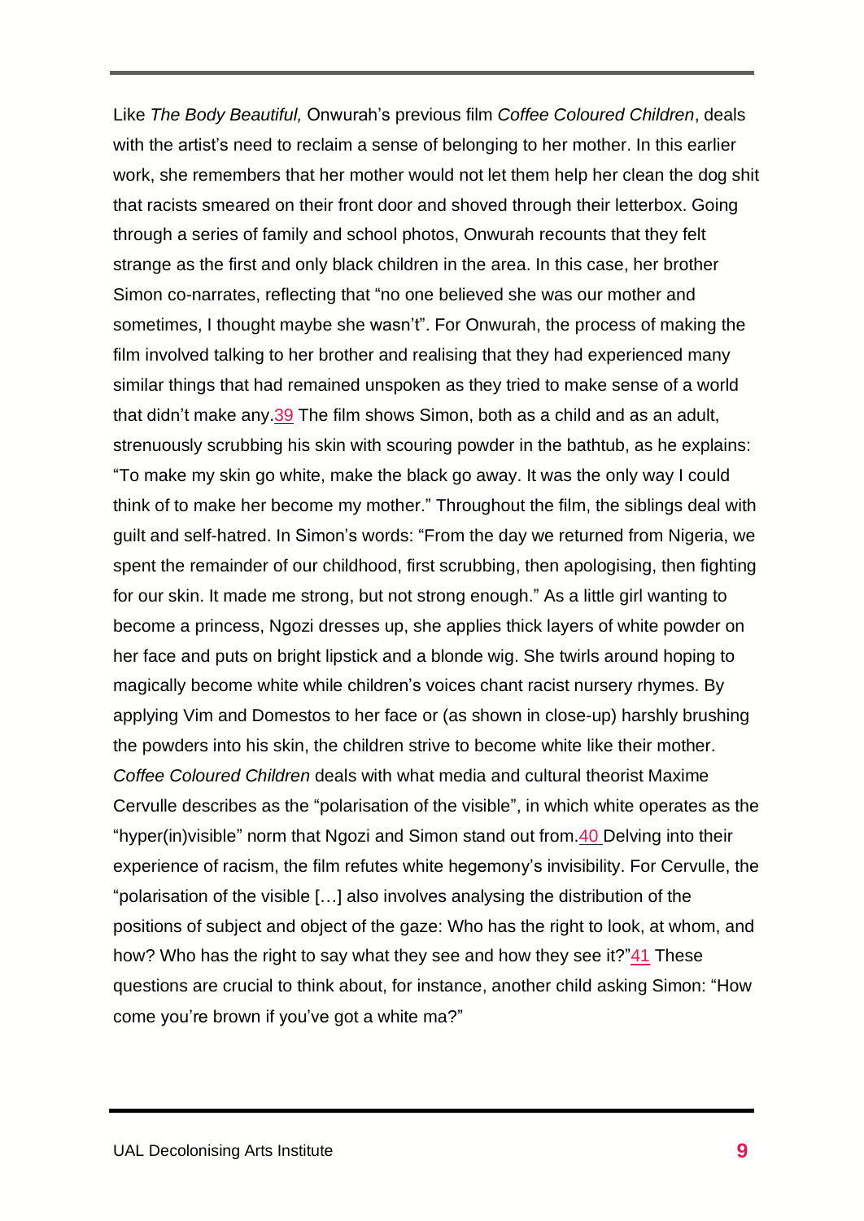Like *The Body Beautiful,* Onwurah's previous film *Coffee Coloured Children*, deals with the artist's need to reclaim a sense of belonging to her mother. In this earlier work, she remembers that her mother would not let them help her clean the dog shit that racists smeared on their front door and shoved through their letterbox. Going through a series of family and school photos, Onwurah recounts that they felt strange as the first and only black children in the area. In this case, her brother Simon co-narrates, reflecting that "no one believed she was our mother and sometimes, I thought maybe she wasn't". For Onwurah, the process of making the film involved talking to her brother and realising that they had experienced many similar things that had remained unspoken as they tried to make sense of a world that didn't make any.[39] The film shows Simon, both as a child and as an adult, strenuously scrubbing his skin with scouring powder in the bathtub, as he explains: "To make my skin go white, make the black go away. It was the only way I could think of to make her become my mother." Throughout the film, the siblings deal with guilt and self-hatred. In Simon's words: "From the day we returned from Nigeria, we spent the remainder of our childhood, first scrubbing, then apologising, then fighting for our skin. It made me strong, but not strong enough." As a little girl wanting to become a princess, Ngozi dresses up, she applies thick layers of white powder on her face and puts on bright lipstick and a blonde wig. She twirls around hoping to magically become white while children's voices chant racist nursery rhymes. By applying Vim and Domestos to her face or (as shown in close-up) harshly brushing the powders into his skin, the children strive to become white like their mother. *Coffee Coloured Children* deals with what media and cultural theorist Maxime Cervulle describes as the "polarisation of the visible", in which white operates as the "hyper(in)visible" norm that Ngozi and Simon stand out from.[40] Delving into their experience of racism, the film refutes white hegemony's invisibility. For Cervulle, the "polarisation of the visible […] also involves analysing the distribution of the positions of subject and object of the gaze: Who has the right to look, at whom, and how? Who has the right to say what they see and how they see it?"[41] These questions are crucial to think about, for instance, another child asking Simon: "How come you're brown if you've got a white ma?"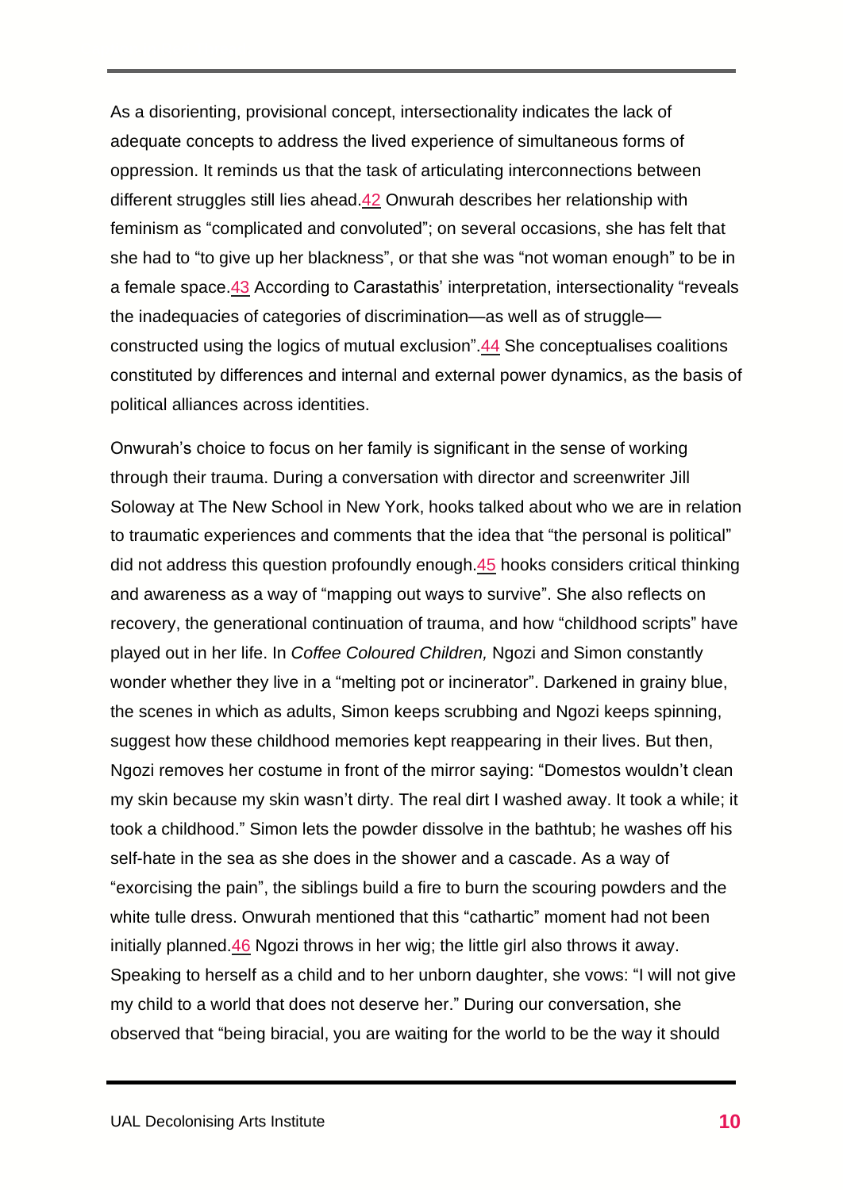As a disorienting, provisional concept, intersectionality indicates the lack of adequate concepts to address the lived experience of simultaneous forms of oppression. It reminds us that the task of articulating interconnections between different struggles still lies ahead.[42] Onwurah describes her relationship with feminism as "complicated and convoluted"; on several occasions, she has felt that she had to "to give up her blackness", or that she was "not woman enough" to be in a female space.[43] According to Carastathis' interpretation, intersectionality "reveals the inadequacies of categories of discrimination—as well as of struggle—constructed using the logics of mutual exclusion".[44] She conceptualises coalitions constituted by differences and internal and external power dynamics, as the basis of political alliances across identities.

Onwurah's choice to focus on her family is significant in the sense of working through their trauma. During a conversation with director and screenwriter Jill Soloway at The New School in New York, hooks talked about who we are in relation to traumatic experiences and comments that the idea that "the personal is political" did not address this question profoundly enough.[45] hooks considers critical thinking and awareness as a way of "mapping out ways to survive". She also reflects on recovery, the generational continuation of trauma, and how "childhood scripts" have played out in her life. In *Coffee Coloured Children,* Ngozi and Simon constantly wonder whether they live in a "melting pot or incinerator". Darkened in grainy blue, the scenes in which as adults, Simon keeps scrubbing and Ngozi keeps spinning, suggest how these childhood memories kept reappearing in their lives. But then, Ngozi removes her costume in front of the mirror saying: "Domestos wouldn't clean my skin because my skin wasn't dirty. The real dirt I washed away. It took a while; it took a childhood." Simon lets the powder dissolve in the bathtub; he washes off his self-hate in the sea as she does in the shower and a cascade. As a way of "exorcising the pain", the siblings build a fire to burn the scouring powders and the white tulle dress. Onwurah mentioned that this "cathartic" moment had not been initially planned.[46] Ngozi throws in her wig; the little girl also throws it away. Speaking to herself as a child and to her unborn daughter, she vows: "I will not give my child to a world that does not deserve her." During our conversation, she observed that "being biracial, you are waiting for the world to be the way it should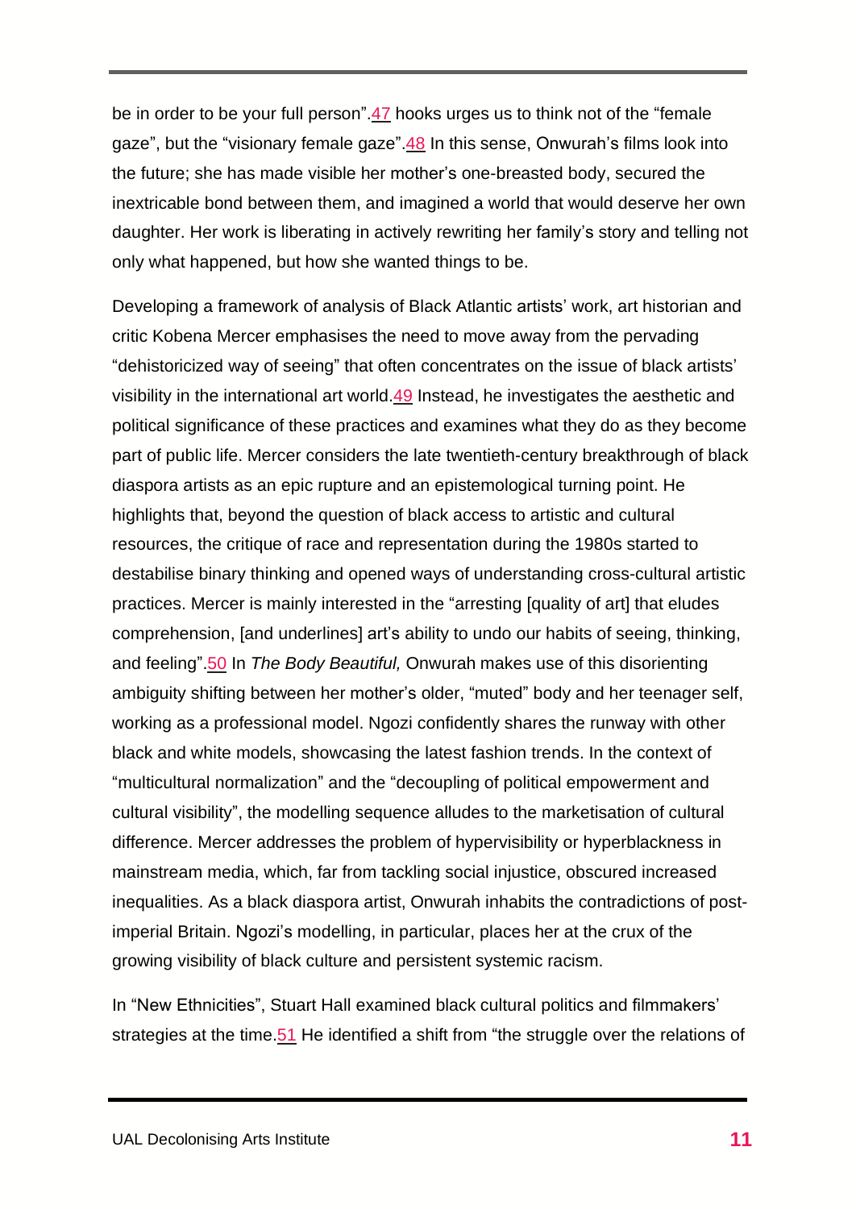be in order to be your full person".[47] hooks urges us to think not of the "female gaze", but the "visionary female gaze".[48] In this sense, Onwurah's films look into the future; she has made visible her mother's one-breasted body, secured the inextricable bond between them, and imagined a world that would deserve her own daughter. Her work is liberating in actively rewriting her family's story and telling not only what happened, but how she wanted things to be.

Developing a framework of analysis of Black Atlantic artists' work, art historian and critic Kobena Mercer emphasises the need to move away from the pervading "dehistoricized way of seeing" that often concentrates on the issue of black artists' visibility in the international art world.[49] Instead, he investigates the aesthetic and political significance of these practices and examines what they do as they become part of public life. Mercer considers the late twentieth-century breakthrough of black diaspora artists as an epic rupture and an epistemological turning point. He highlights that, beyond the question of black access to artistic and cultural resources, the critique of race and representation during the 1980s started to destabilise binary thinking and opened ways of understanding cross-cultural artistic practices. Mercer is mainly interested in the "arresting [quality of art] that eludes comprehension, [and underlines] art's ability to undo our habits of seeing, thinking, and feeling".[50] In *The Body Beautiful,* Onwurah makes use of this disorienting ambiguity shifting between her mother's older, "muted" body and her teenager self, working as a professional model. Ngozi confidently shares the runway with other black and white models, showcasing the latest fashion trends. In the context of "multicultural normalization" and the "decoupling of political empowerment and cultural visibility", the modelling sequence alludes to the marketisation of cultural difference. Mercer addresses the problem of hypervisibility or hyperblackness in mainstream media, which, far from tackling social injustice, obscured increased inequalities. As a black diaspora artist, Onwurah inhabits the contradictions of post-imperial Britain. Ngozi's modelling, in particular, places her at the crux of the growing visibility of black culture and persistent systemic racism.

In "New Ethnicities", Stuart Hall examined black cultural politics and filmmakers' strategies at the time.[51] He identified a shift from "the struggle over the relations of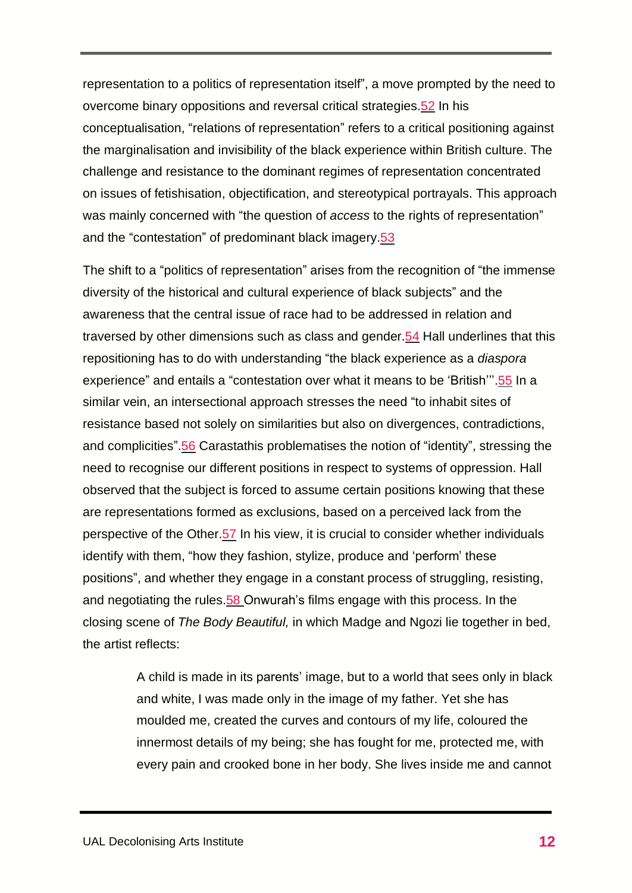representation to a politics of representation itself", a move prompted by the need to overcome binary oppositions and reversal critical strategies.[52] In his conceptualisation, "relations of representation" refers to a critical positioning against the marginalisation and invisibility of the black experience within British culture. The challenge and resistance to the dominant regimes of representation concentrated on issues of fetishisation, objectification, and stereotypical portrayals. This approach was mainly concerned with "the question of *access* to the rights of representation" and the "contestation" of predominant black imagery.[53]

The shift to a "politics of representation" arises from the recognition of "the immense diversity of the historical and cultural experience of black subjects" and the awareness that the central issue of race had to be addressed in relation and traversed by other dimensions such as class and gender.[54] Hall underlines that this repositioning has to do with understanding "the black experience as a *diaspora* experience" and entails a "contestation over what it means to be 'British'".[55] In a similar vein, an intersectional approach stresses the need "to inhabit sites of resistance based not solely on similarities but also on divergences, contradictions, and complicities".[56] Carastathis problematises the notion of "identity", stressing the need to recognise our different positions in respect to systems of oppression. Hall observed that the subject is forced to assume certain positions knowing that these are representations formed as exclusions, based on a perceived lack from the perspective of the Other.[57] In his view, it is crucial to consider whether individuals identify with them, "how they fashion, stylize, produce and 'perform' these positions", and whether they engage in a constant process of struggling, resisting, and negotiating the rules.[58] Onwurah's films engage with this process. In the closing scene of *The Body Beautiful,* in which Madge and Ngozi lie together in bed, the artist reflects:

> A child is made in its parents' image, but to a world that sees only in black and white, I was made only in the image of my father. Yet she has moulded me, created the curves and contours of my life, coloured the innermost details of my being; she has fought for me, protected me, with every pain and crooked bone in her body. She lives inside me and cannot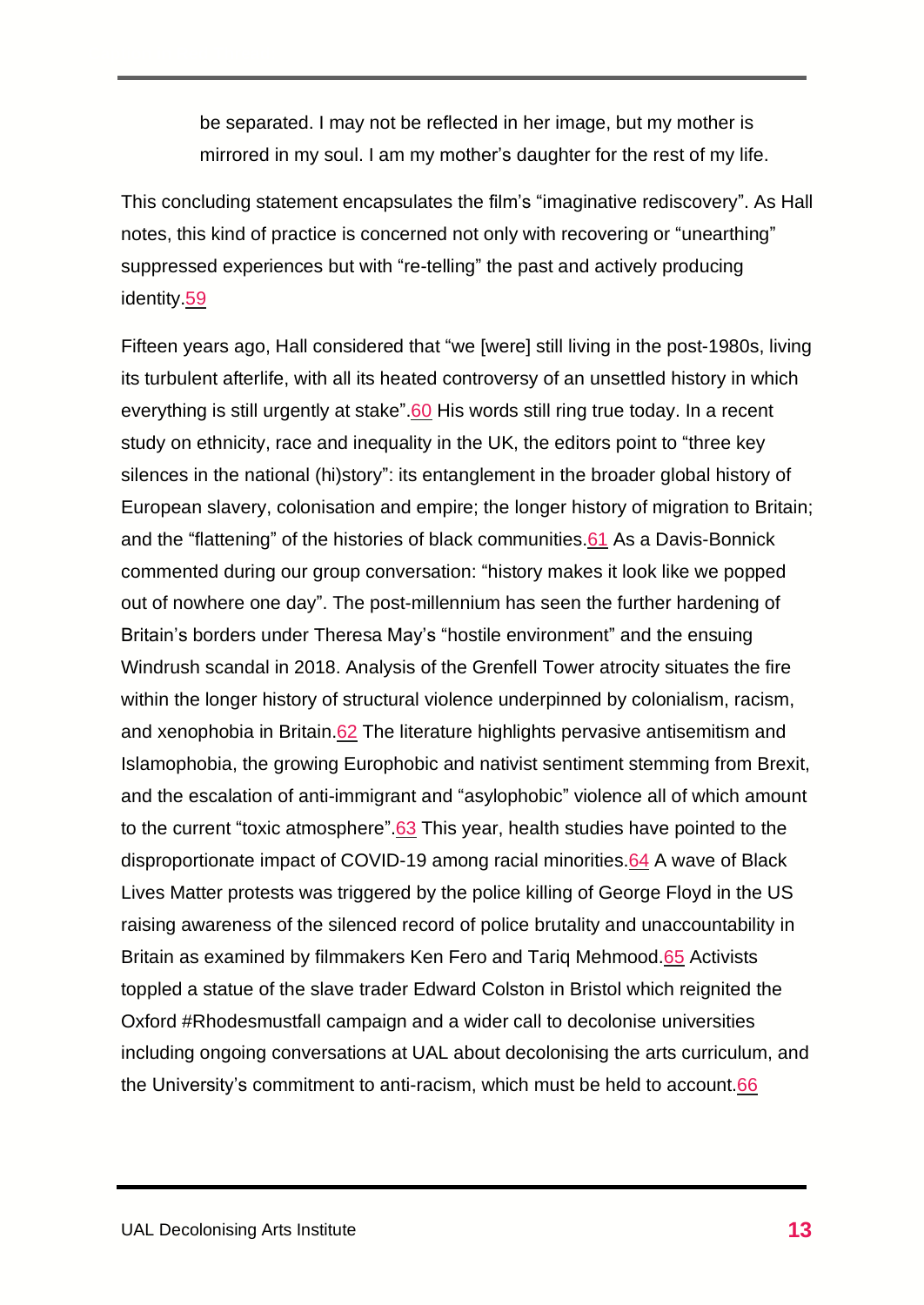> be separated. I may not be reflected in her image, but my mother is mirrored in my soul. I am my mother's daughter for the rest of my life.

This concluding statement encapsulates the film's "imaginative rediscovery". As Hall notes, this kind of practice is concerned not only with recovering or "unearthing" suppressed experiences but with "re-telling" the past and actively producing identity.[59]

Fifteen years ago, Hall considered that "we [were] still living in the post-1980s, living its turbulent afterlife, with all its heated controversy of an unsettled history in which everything is still urgently at stake".[60] His words still ring true today. In a recent study on ethnicity, race and inequality in the UK, the editors point to "three key silences in the national (hi)story": its entanglement in the broader global history of European slavery, colonisation and empire; the longer history of migration to Britain; and the "flattening" of the histories of black communities.[61] As a Davis-Bonnick commented during our group conversation: "history makes it look like we popped out of nowhere one day". The post-millennium has seen the further hardening of Britain's borders under Theresa May's "hostile environment" and the ensuing Windrush scandal in 2018. Analysis of the Grenfell Tower atrocity situates the fire within the longer history of structural violence underpinned by colonialism, racism, and xenophobia in Britain.[62] The literature highlights pervasive antisemitism and Islamophobia, the growing Europhobic and nativist sentiment stemming from Brexit, and the escalation of anti-immigrant and "asylophobic" violence all of which amount to the current "toxic atmosphere".[63] This year, health studies have pointed to the disproportionate impact of COVID-19 among racial minorities.[64] A wave of Black Lives Matter protests was triggered by the police killing of George Floyd in the US raising awareness of the silenced record of police brutality and unaccountability in Britain as examined by filmmakers Ken Fero and Tariq Mehmood.[65] Activists toppled a statue of the slave trader Edward Colston in Bristol which reignited the Oxford #Rhodesmustfall campaign and a wider call to decolonise universities including ongoing conversations at UAL about decolonising the arts curriculum, and the University's commitment to anti-racism, which must be held to account.[66]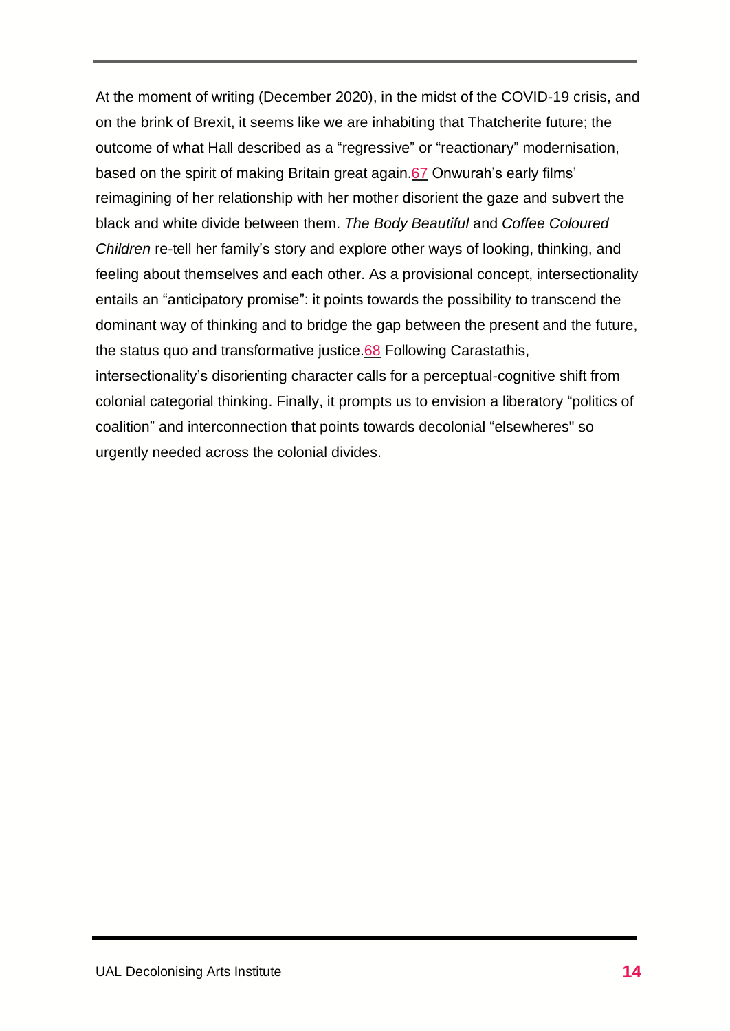At the moment of writing (December 2020), in the midst of the COVID-19 crisis, and on the brink of Brexit, it seems like we are inhabiting that Thatcherite future; the outcome of what Hall described as a "regressive" or "reactionary" modernisation, based on the spirit of making Britain great again.[67] Onwurah's early films' reimagining of her relationship with her mother disorient the gaze and subvert the black and white divide between them. *The Body Beautiful* and *Coffee Coloured Children* re-tell her family's story and explore other ways of looking, thinking, and feeling about themselves and each other. As a provisional concept, intersectionality entails an "anticipatory promise": it points towards the possibility to transcend the dominant way of thinking and to bridge the gap between the present and the future, the status quo and transformative justice.[68] Following Carastathis, intersectionality's disorienting character calls for a perceptual-cognitive shift from colonial categorial thinking. Finally, it prompts us to envision a liberatory "politics of coalition" and interconnection that points towards decolonial "elsewheres" so urgently needed across the colonial divides.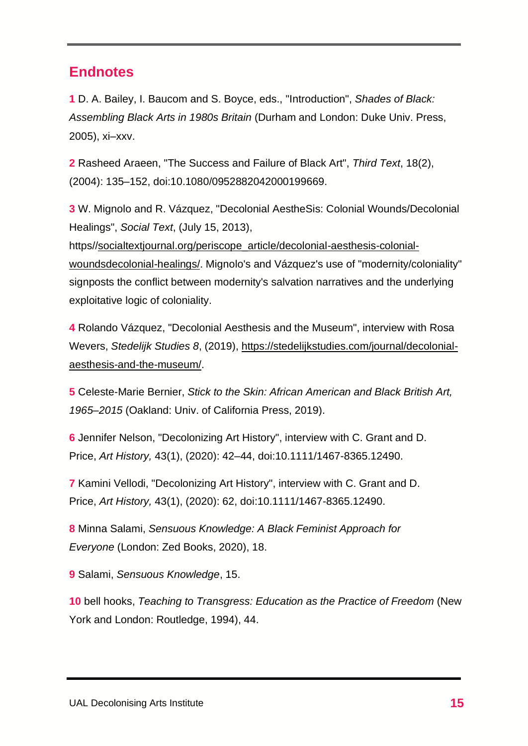## Endnotes

**1** D. A. Bailey, I. Baucom and S. Boyce, eds., "Introduction", *Shades of Black: Assembling Black Arts in 1980s Britain* (Durham and London: Duke Univ. Press, 2005), xi–xxv.

**2** Rasheed Araeen, "The Success and Failure of Black Art", *Third Text*, 18(2), (2004): 135–152, doi:10.1080/0952882042000199669.

**3** W. Mignolo and R. Vázquez, "Decolonial AestheSis: Colonial Wounds/Decolonial Healings", *Social Text*, (July 15, 2013), https//socialtextjournal.org/periscope_article/decolonial-aesthesis-colonial-woundsdecolonial-healings/. Mignolo's and Vázquez's use of "modernity/coloniality" signposts the conflict between modernity's salvation narratives and the underlying exploitative logic of coloniality.

**4** Rolando Vázquez, "Decolonial Aesthesis and the Museum", interview with Rosa Wevers, *Stedelijk Studies 8*, (2019), https://stedelijkstudies.com/journal/decolonial-aesthesis-and-the-museum/.

**5** Celeste-Marie Bernier, *Stick to the Skin: African American and Black British Art, 1965–2015* (Oakland: Univ. of California Press, 2019).

**6** Jennifer Nelson, "Decolonizing Art History", interview with C. Grant and D. Price, *Art History,* 43(1), (2020): 42–44, doi:10.1111/1467-8365.12490.

**7** Kamini Vellodi, "Decolonizing Art History", interview with C. Grant and D. Price, *Art History,* 43(1), (2020): 62, doi:10.1111/1467-8365.12490.

**8** Minna Salami, *Sensuous Knowledge: A Black Feminist Approach for Everyone* (London: Zed Books, 2020), 18.

**9** Salami, *Sensuous Knowledge*, 15.

**10** bell hooks, *Teaching to Transgress: Education as the Practice of Freedom* (New York and London: Routledge, 1994), 44.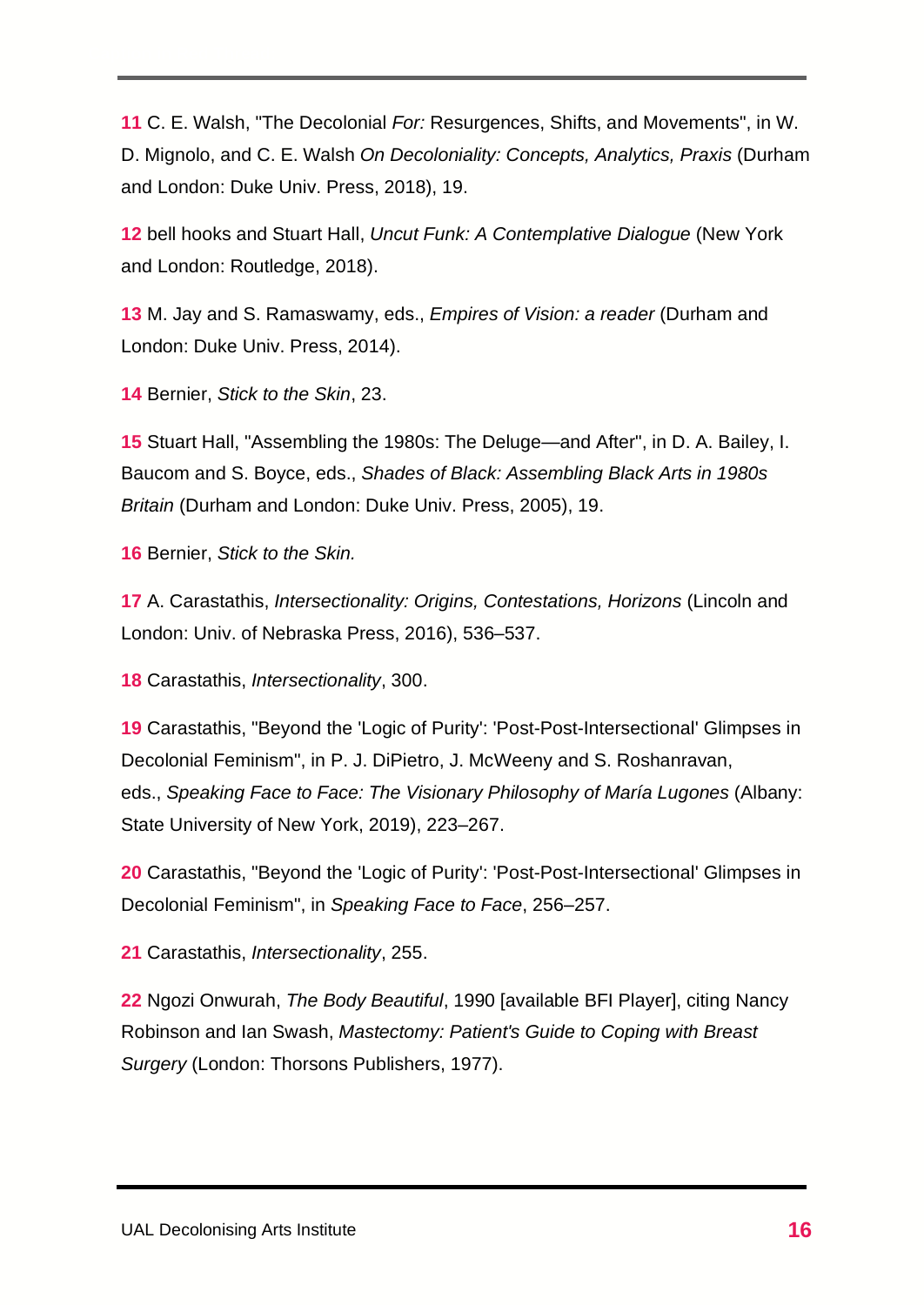**11** C. E. Walsh, "The Decolonial *For:* Resurgences, Shifts, and Movements", in W. D. Mignolo, and C. E. Walsh *On Decoloniality: Concepts, Analytics, Praxis* (Durham and London: Duke Univ. Press, 2018), 19.

**12** bell hooks and Stuart Hall, *Uncut Funk: A Contemplative Dialogue* (New York and London: Routledge, 2018).

**13** M. Jay and S. Ramaswamy, eds., *Empires of Vision: a reader* (Durham and London: Duke Univ. Press, 2014).

**14** Bernier, *Stick to the Skin*, 23.

**15** Stuart Hall, "Assembling the 1980s: The Deluge—and After", in D. A. Bailey, I. Baucom and S. Boyce, eds., *Shades of Black: Assembling Black Arts in 1980s Britain* (Durham and London: Duke Univ. Press, 2005), 19.

**16** Bernier, *Stick to the Skin.*

**17** A. Carastathis, *Intersectionality: Origins, Contestations, Horizons* (Lincoln and London: Univ. of Nebraska Press, 2016), 536–537.

**18** Carastathis, *Intersectionality*, 300.

**19** Carastathis, "Beyond the 'Logic of Purity': 'Post-Post-Intersectional' Glimpses in Decolonial Feminism", in P. J. DiPietro, J. McWeeny and S. Roshanravan, eds., *Speaking Face to Face: The Visionary Philosophy of María Lugones* (Albany: State University of New York, 2019), 223–267.

**20** Carastathis, "Beyond the 'Logic of Purity': 'Post-Post-Intersectional' Glimpses in Decolonial Feminism", in *Speaking Face to Face*, 256–257.

**21** Carastathis, *Intersectionality*, 255.

**22** Ngozi Onwurah, *The Body Beautiful*, 1990 [available BFI Player], citing Nancy Robinson and Ian Swash, *Mastectomy: Patient's Guide to Coping with Breast Surgery* (London: Thorsons Publishers, 1977).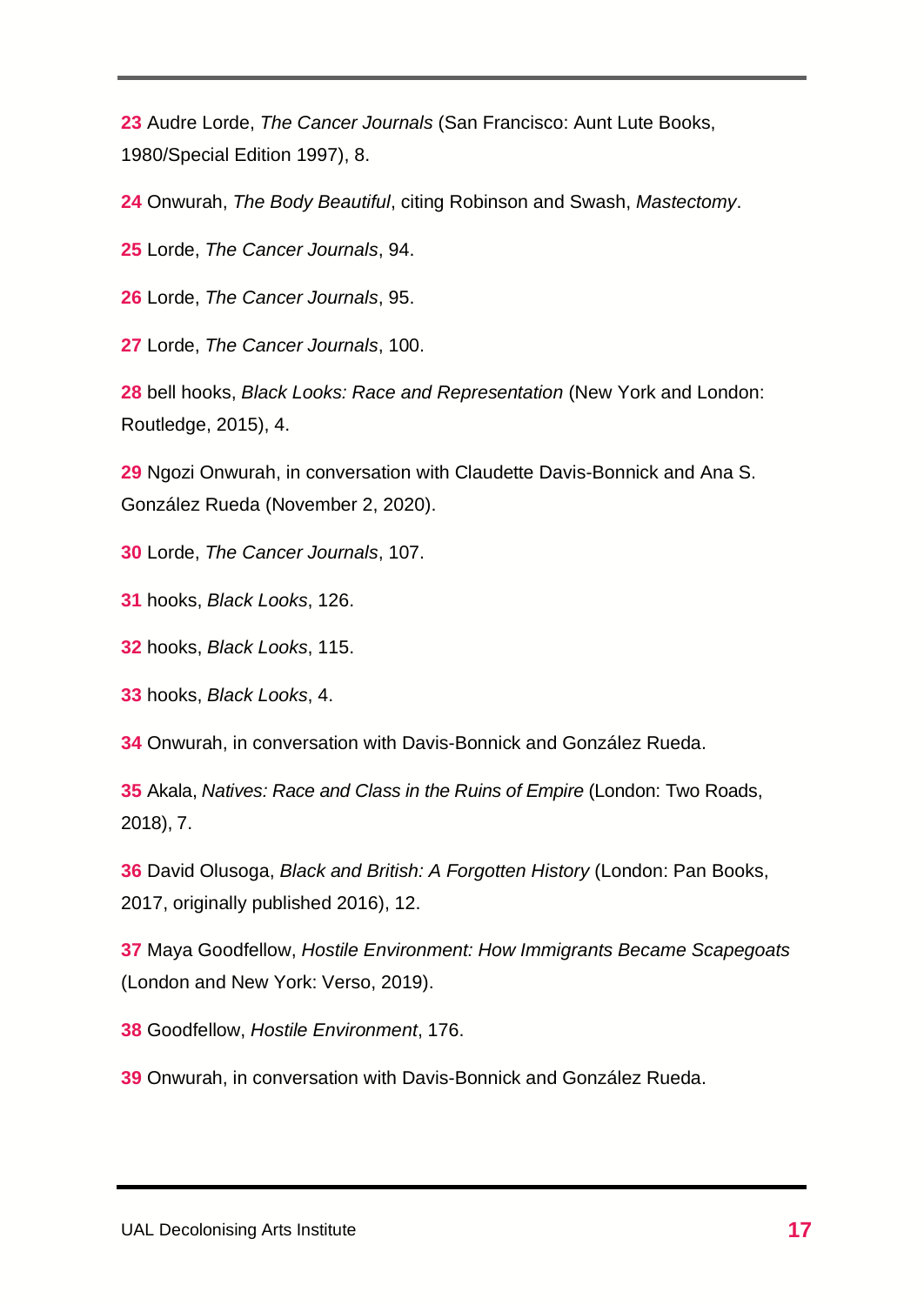**23** Audre Lorde, *The Cancer Journals* (San Francisco: Aunt Lute Books, 1980/Special Edition 1997), 8.

**24** Onwurah, *The Body Beautiful*, citing Robinson and Swash, *Mastectomy*.

**25** Lorde, *The Cancer Journals*, 94.

**26** Lorde, *The Cancer Journals*, 95.

**27** Lorde, *The Cancer Journals*, 100.

**28** bell hooks, *Black Looks: Race and Representation* (New York and London: Routledge, 2015), 4.

**29** Ngozi Onwurah, in conversation with Claudette Davis-Bonnick and Ana S. González Rueda (November 2, 2020).

**30** Lorde, *The Cancer Journals*, 107.

**31** hooks, *Black Looks*, 126.

**32** hooks, *Black Looks*, 115.

**33** hooks, *Black Looks*, 4.

**34** Onwurah, in conversation with Davis-Bonnick and González Rueda.

**35** Akala, *Natives: Race and Class in the Ruins of Empire* (London: Two Roads, 2018), 7.

**36** David Olusoga, *Black and British: A Forgotten History* (London: Pan Books, 2017, originally published 2016), 12.

**37** Maya Goodfellow, *Hostile Environment: How Immigrants Became Scapegoats* (London and New York: Verso, 2019).

**38** Goodfellow, *Hostile Environment*, 176.

**39** Onwurah, in conversation with Davis-Bonnick and González Rueda.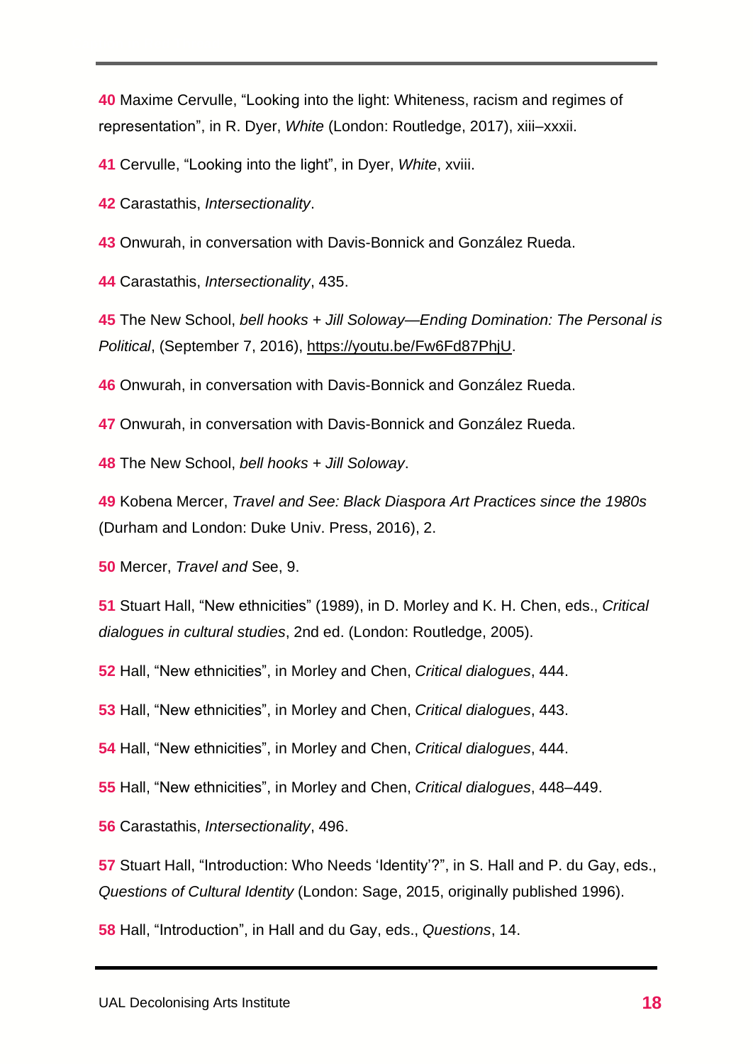**40** Maxime Cervulle, "Looking into the light: Whiteness, racism and regimes of representation", in R. Dyer, *White* (London: Routledge, 2017), xiii–xxxii.

**41** Cervulle, "Looking into the light", in Dyer, *White*, xviii.

**42** Carastathis, *Intersectionality*.

**43** Onwurah, in conversation with Davis-Bonnick and González Rueda.

**44** Carastathis, *Intersectionality*, 435.

**45** The New School, *bell hooks + Jill Soloway—Ending Domination: The Personal is Political*, (September 7, 2016), https://youtu.be/Fw6Fd87PhjU.

**46** Onwurah, in conversation with Davis-Bonnick and González Rueda.

**47** Onwurah, in conversation with Davis-Bonnick and González Rueda.

**48** The New School, *bell hooks + Jill Soloway*.

**49** Kobena Mercer, *Travel and See: Black Diaspora Art Practices since the 1980s* (Durham and London: Duke Univ. Press, 2016), 2.

**50** Mercer, *Travel and* See, 9.

**51** Stuart Hall, "New ethnicities" (1989), in D. Morley and K. H. Chen, eds., *Critical dialogues in cultural studies*, 2nd ed. (London: Routledge, 2005).

**52** Hall, "New ethnicities", in Morley and Chen, *Critical dialogues*, 444.

**53** Hall, "New ethnicities", in Morley and Chen, *Critical dialogues*, 443.

**54** Hall, "New ethnicities", in Morley and Chen, *Critical dialogues*, 444.

**55** Hall, "New ethnicities", in Morley and Chen, *Critical dialogues*, 448–449.

**56** Carastathis, *Intersectionality*, 496.

**57** Stuart Hall, "Introduction: Who Needs 'Identity'?", in S. Hall and P. du Gay, eds., *Questions of Cultural Identity* (London: Sage, 2015, originally published 1996).

**58** Hall, "Introduction", in Hall and du Gay, eds., *Questions*, 14.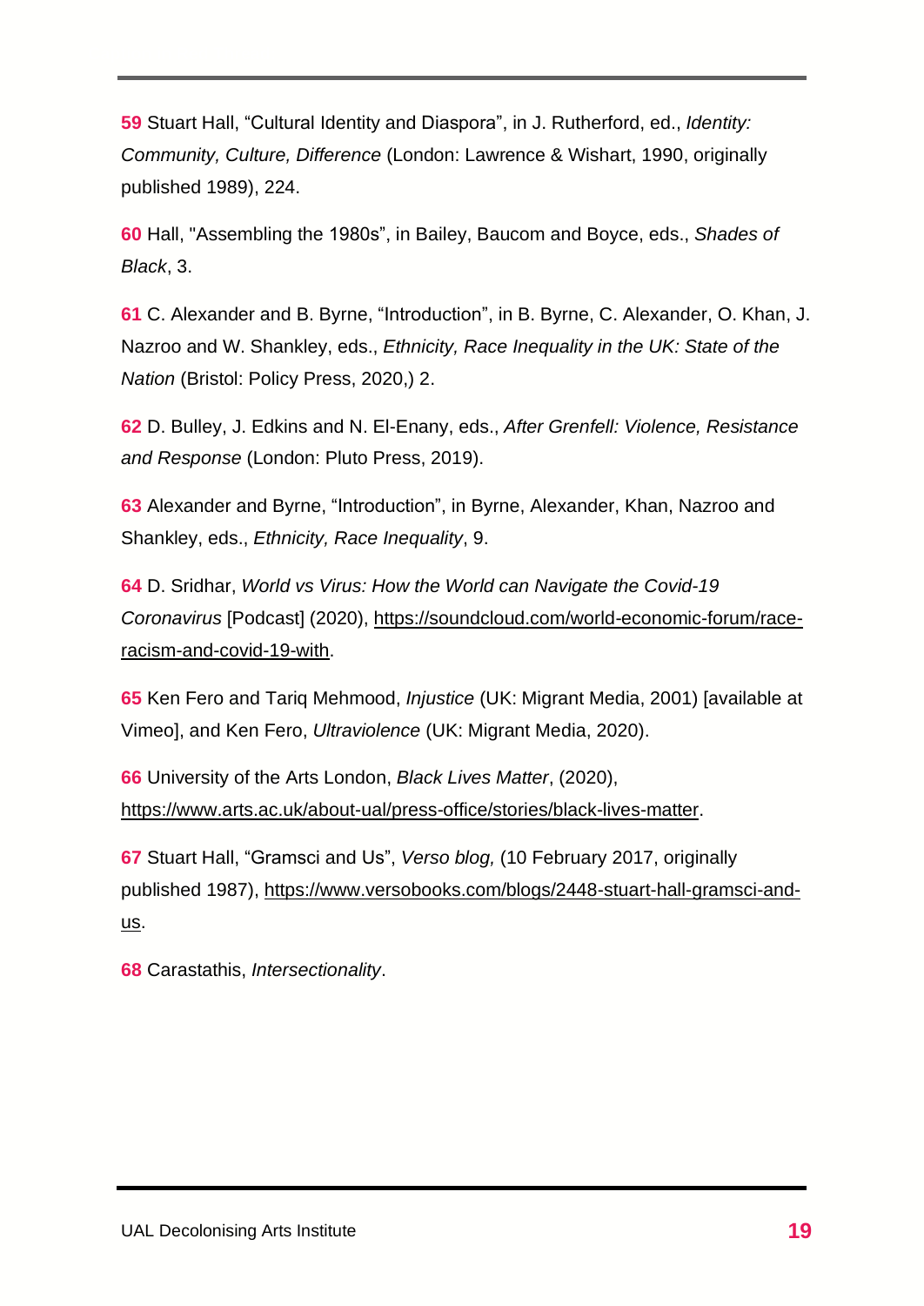**59** Stuart Hall, “Cultural Identity and Diaspora”, in J. Rutherford, ed., *Identity: Community, Culture, Difference* (London: Lawrence & Wishart, 1990, originally published 1989), 224.

**60** Hall, "Assembling the 1980s”, in Bailey, Baucom and Boyce, eds., *Shades of Black*, 3.

**61** C. Alexander and B. Byrne, “Introduction”, in B. Byrne, C. Alexander, O. Khan, J. Nazroo and W. Shankley, eds., *Ethnicity, Race Inequality in the UK: State of the Nation* (Bristol: Policy Press, 2020,) 2.

**62** D. Bulley, J. Edkins and N. El-Enany, eds., *After Grenfell: Violence, Resistance and Response* (London: Pluto Press, 2019).

**63** Alexander and Byrne, “Introduction”, in Byrne, Alexander, Khan, Nazroo and Shankley, eds., *Ethnicity, Race Inequality*, 9.

**64** D. Sridhar, *World vs Virus: How the World can Navigate the Covid-19 Coronavirus* [Podcast] (2020), https://soundcloud.com/world-economic-forum/race-racism-and-covid-19-with.

**65** Ken Fero and Tariq Mehmood, *Injustice* (UK: Migrant Media, 2001) [available at Vimeo], and Ken Fero, *Ultraviolence* (UK: Migrant Media, 2020).

**66** University of the Arts London, *Black Lives Matter*, (2020), https://www.arts.ac.uk/about-ual/press-office/stories/black-lives-matter.

**67** Stuart Hall, “Gramsci and Us”, *Verso blog,* (10 February 2017, originally published 1987), https://www.versobooks.com/blogs/2448-stuart-hall-gramsci-and-us.

**68** Carastathis, *Intersectionality*.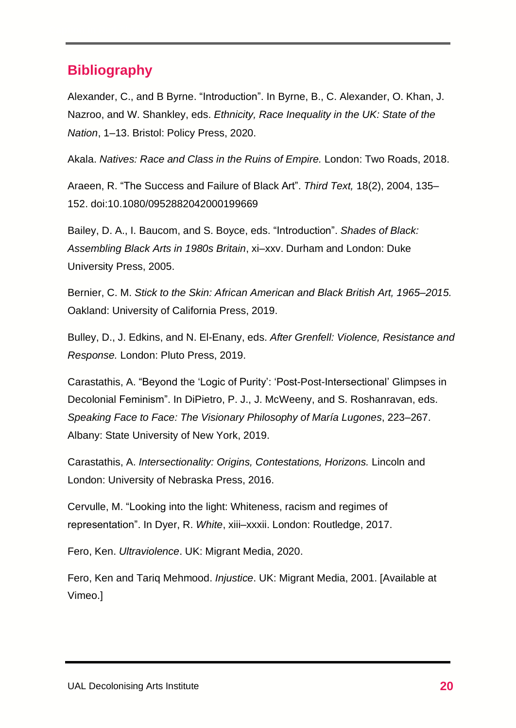## Bibliography

Alexander, C., and B Byrne. “Introduction”. In Byrne, B., C. Alexander, O. Khan, J. Nazroo, and W. Shankley, eds. *Ethnicity, Race Inequality in the UK: State of the Nation*, 1–13. Bristol: Policy Press, 2020.

Akala. *Natives: Race and Class in the Ruins of Empire.* London: Two Roads, 2018.

Araeen, R. “The Success and Failure of Black Art”. *Third Text,* 18(2), 2004, 135–152. doi:10.1080/0952882042000199669

Bailey, D. A., I. Baucom, and S. Boyce, eds. “Introduction”. *Shades of Black: Assembling Black Arts in 1980s Britain*, xi–xxv. Durham and London: Duke University Press, 2005.

Bernier, C. M. *Stick to the Skin: African American and Black British Art, 1965–2015.* Oakland: University of California Press, 2019.

Bulley, D., J. Edkins, and N. El-Enany, eds. *After Grenfell: Violence, Resistance and Response.* London: Pluto Press, 2019.

Carastathis, A. “Beyond the ‘Logic of Purity’: ‘Post-Post-Intersectional’ Glimpses in Decolonial Feminism”. In DiPietro, P. J., J. McWeeny, and S. Roshanravan, eds. *Speaking Face to Face: The Visionary Philosophy of María Lugones*, 223–267. Albany: State University of New York, 2019.

Carastathis, A. *Intersectionality: Origins, Contestations, Horizons.* Lincoln and London: University of Nebraska Press, 2016.

Cervulle, M. “Looking into the light: Whiteness, racism and regimes of representation”. In Dyer, R. *White*, xiii–xxxii. London: Routledge, 2017.

Fero, Ken. *Ultraviolence*. UK: Migrant Media, 2020.

Fero, Ken and Tariq Mehmood. *Injustice*. UK: Migrant Media, 2001. [Available at Vimeo.]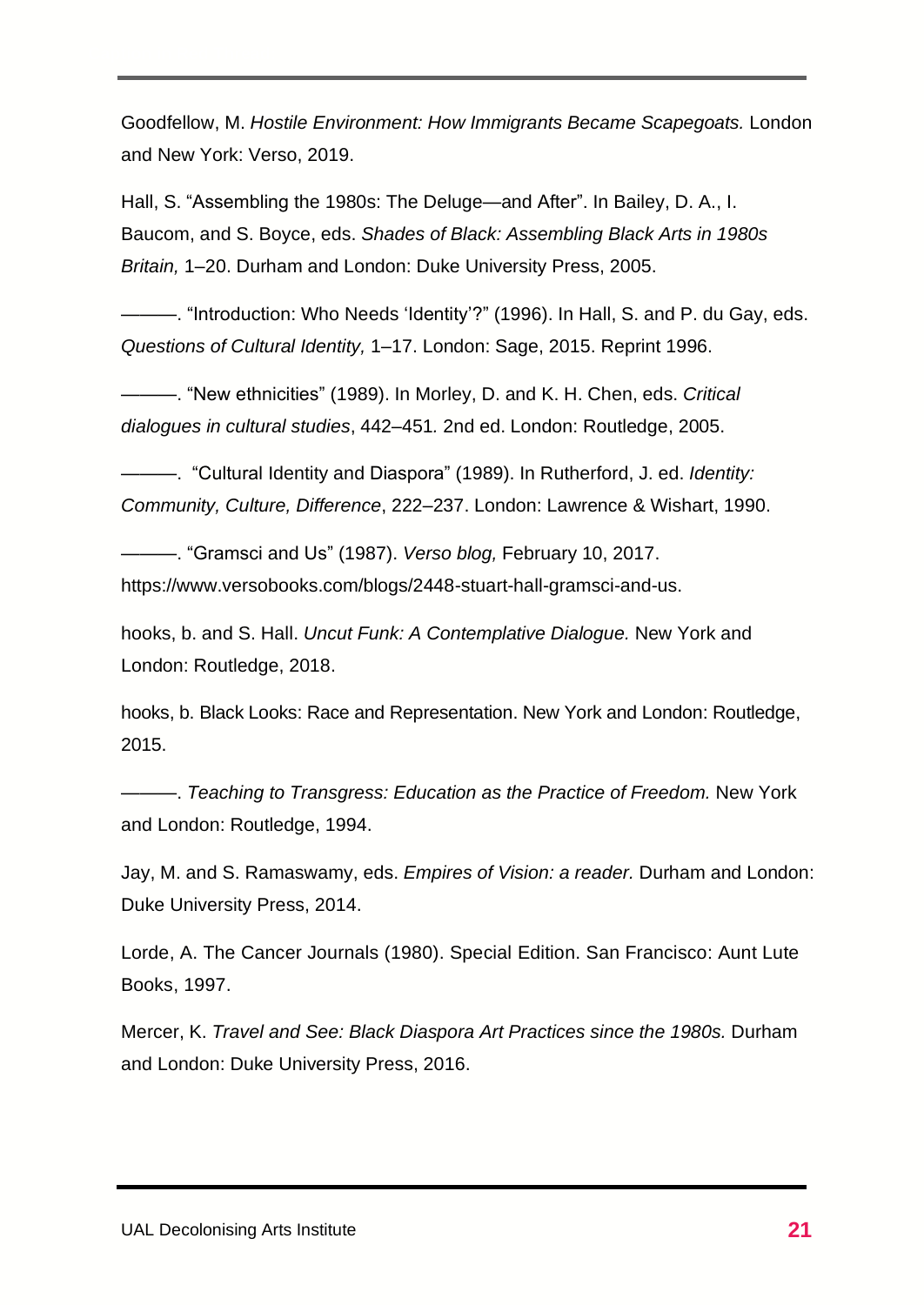Goodfellow, M. *Hostile Environment: How Immigrants Became Scapegoats.* London and New York: Verso, 2019.

Hall, S. “Assembling the 1980s: The Deluge—and After”. In Bailey, D. A., I. Baucom, and S. Boyce, eds. *Shades of Black: Assembling Black Arts in 1980s Britain,* 1–20. Durham and London: Duke University Press, 2005.

———. “Introduction: Who Needs ‘Identity’?” (1996). In Hall, S. and P. du Gay, eds. *Questions of Cultural Identity,* 1–17. London: Sage, 2015. Reprint 1996.

———. “New ethnicities” (1989). In Morley, D. and K. H. Chen, eds. *Critical dialogues in cultural studies*, 442–451*.* 2nd ed. London: Routledge, 2005.

———. “Cultural Identity and Diaspora” (1989). In Rutherford, J. ed. *Identity: Community, Culture, Difference*, 222–237. London: Lawrence & Wishart, 1990.

———. “Gramsci and Us” (1987). *Verso blog,* February 10, 2017. https://www.versobooks.com/blogs/2448-stuart-hall-gramsci-and-us.

hooks, b. and S. Hall. *Uncut Funk: A Contemplative Dialogue.* New York and London: Routledge, 2018.

hooks, b. Black Looks: Race and Representation. New York and London: Routledge, 2015.

———. *Teaching to Transgress: Education as the Practice of Freedom.* New York and London: Routledge, 1994.

Jay, M. and S. Ramaswamy, eds. *Empires of Vision: a reader.* Durham and London: Duke University Press, 2014.

Lorde, A. The Cancer Journals (1980). Special Edition. San Francisco: Aunt Lute Books, 1997.

Mercer, K. *Travel and See: Black Diaspora Art Practices since the 1980s.* Durham and London: Duke University Press, 2016.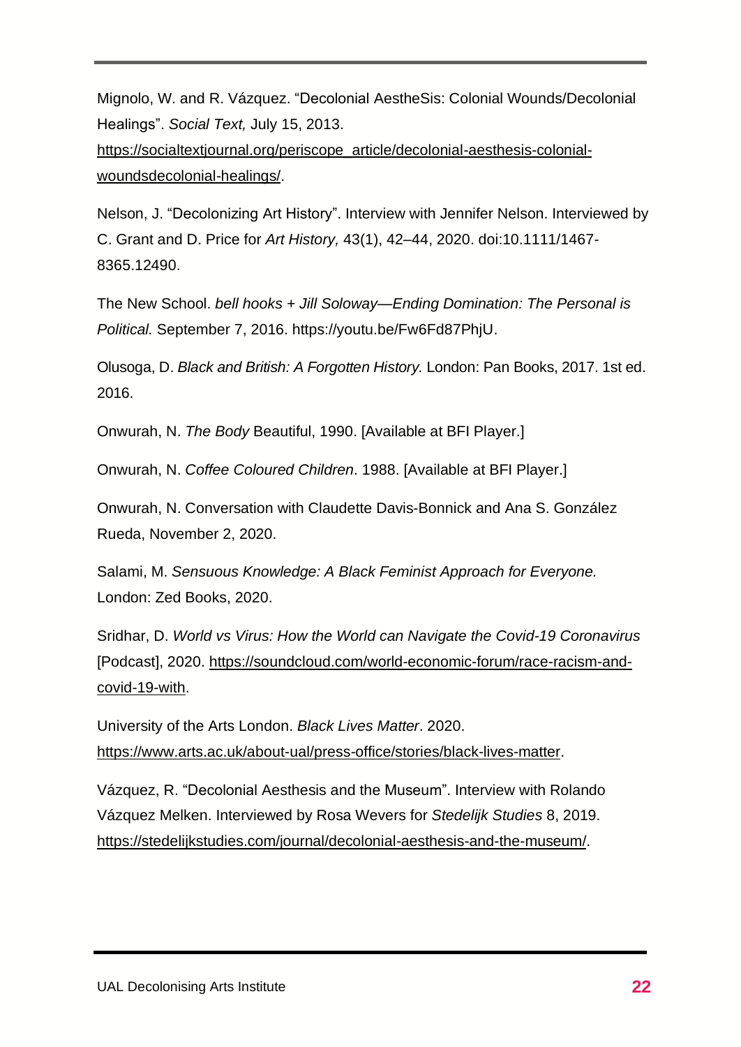Mignolo, W. and R. Vázquez. "Decolonial AestheSis: Colonial Wounds/Decolonial Healings". *Social Text,* July 15, 2013. https://socialtextjournal.org/periscope_article/decolonial-aesthesis-colonial-woundsdecolonial-healings/.

Nelson, J. "Decolonizing Art History". Interview with Jennifer Nelson. Interviewed by C. Grant and D. Price for *Art History,* 43(1), 42–44, 2020. doi:10.1111/1467-8365.12490.

The New School. *bell hooks + Jill Soloway—Ending Domination: The Personal is Political.* September 7, 2016. https://youtu.be/Fw6Fd87PhjU.

Olusoga, D. *Black and British: A Forgotten History.* London: Pan Books, 2017. 1st ed. 2016.

Onwurah, N. *The Body* Beautiful, 1990. [Available at BFI Player.]

Onwurah, N. *Coffee Coloured Children*. 1988. [Available at BFI Player.]

Onwurah, N. Conversation with Claudette Davis-Bonnick and Ana S. González Rueda, November 2, 2020.

Salami, M. *Sensuous Knowledge: A Black Feminist Approach for Everyone.* London: Zed Books, 2020.

Sridhar, D. *World vs Virus: How the World can Navigate the Covid-19 Coronavirus* [Podcast], 2020. https://soundcloud.com/world-economic-forum/race-racism-and-covid-19-with.

University of the Arts London. *Black Lives Matter*. 2020. https://www.arts.ac.uk/about-ual/press-office/stories/black-lives-matter.

Vázquez, R. "Decolonial Aesthesis and the Museum". Interview with Rolando Vázquez Melken. Interviewed by Rosa Wevers for *Stedelijk Studies* 8, 2019. https://stedelijkstudies.com/journal/decolonial-aesthesis-and-the-museum/.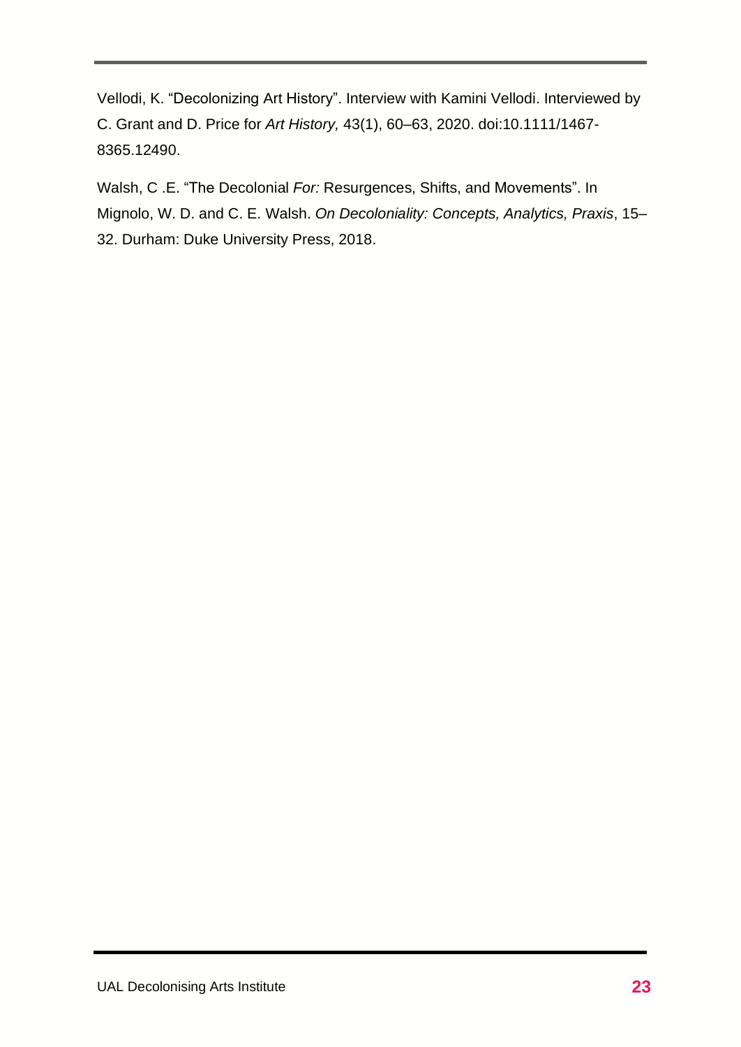Vellodi, K. “Decolonizing Art History”. Interview with Kamini Vellodi. Interviewed by C. Grant and D. Price for *Art History,* 43(1), 60–63, 2020. doi:10.1111/1467-8365.12490.

Walsh, C .E. “The Decolonial *For:* Resurgences, Shifts, and Movements”. In Mignolo, W. D. and C. E. Walsh. *On Decoloniality: Concepts, Analytics, Praxis*, 15–32. Durham: Duke University Press, 2018.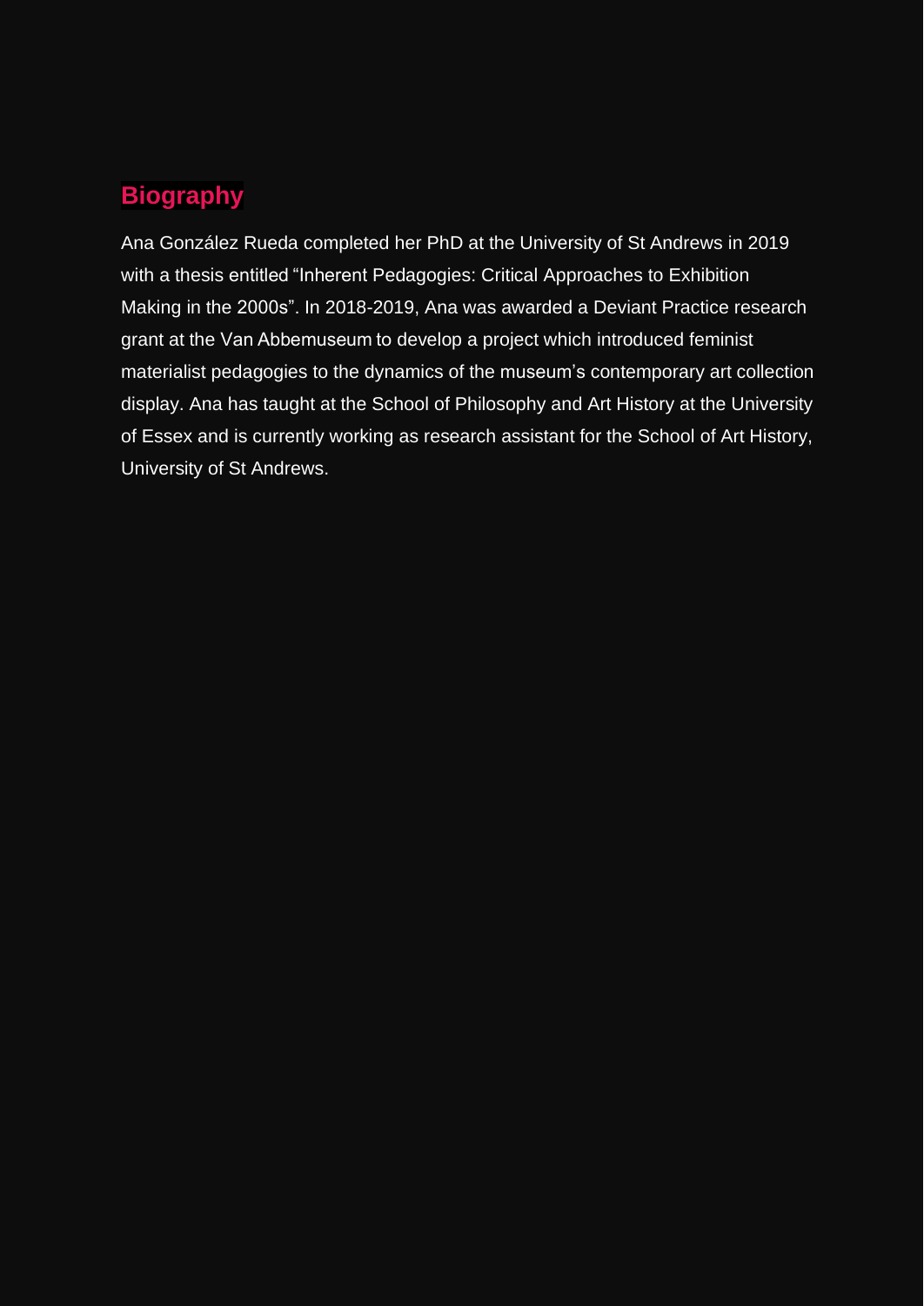## Biography

Ana González Rueda completed her PhD at the University of St Andrews in 2019 with a thesis entitled "Inherent Pedagogies: Critical Approaches to Exhibition Making in the 2000s". In 2018-2019, Ana was awarded a Deviant Practice research grant at the Van Abbemuseum to develop a project which introduced feminist materialist pedagogies to the dynamics of the museum's contemporary art collection display. Ana has taught at the School of Philosophy and Art History at the University of Essex and is currently working as research assistant for the School of Art History, University of St Andrews.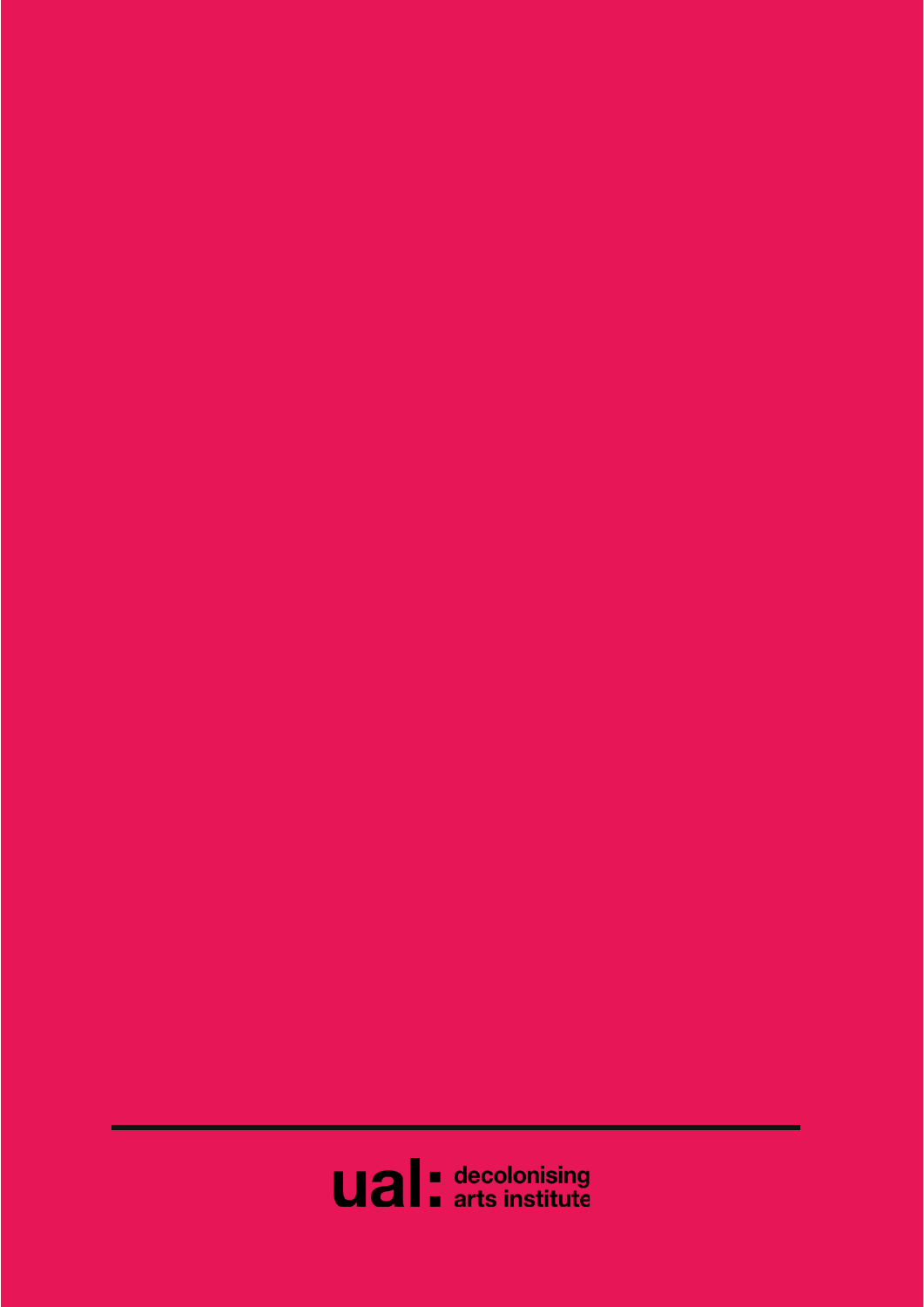ual: decolonising arts institute